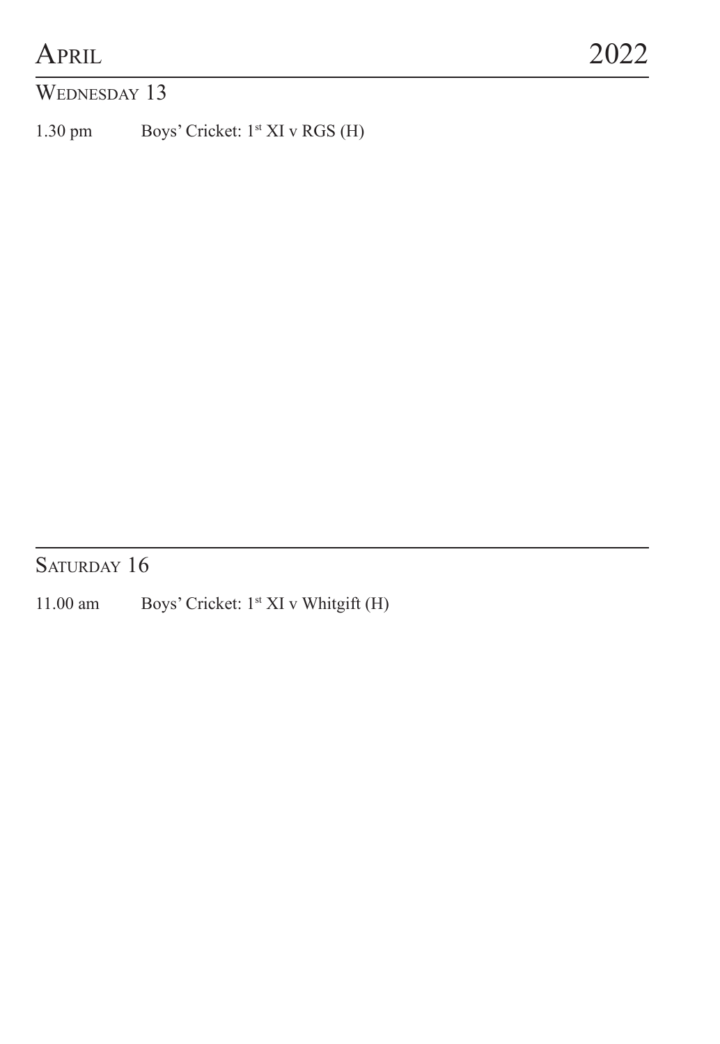# April 2022

## Wednesday 13

1.30 pm Boys' Cricket: 1st XI v RGS (H)

## Saturday 16

11.00 am Boys' Cricket: 1st XI v Whitgift (H)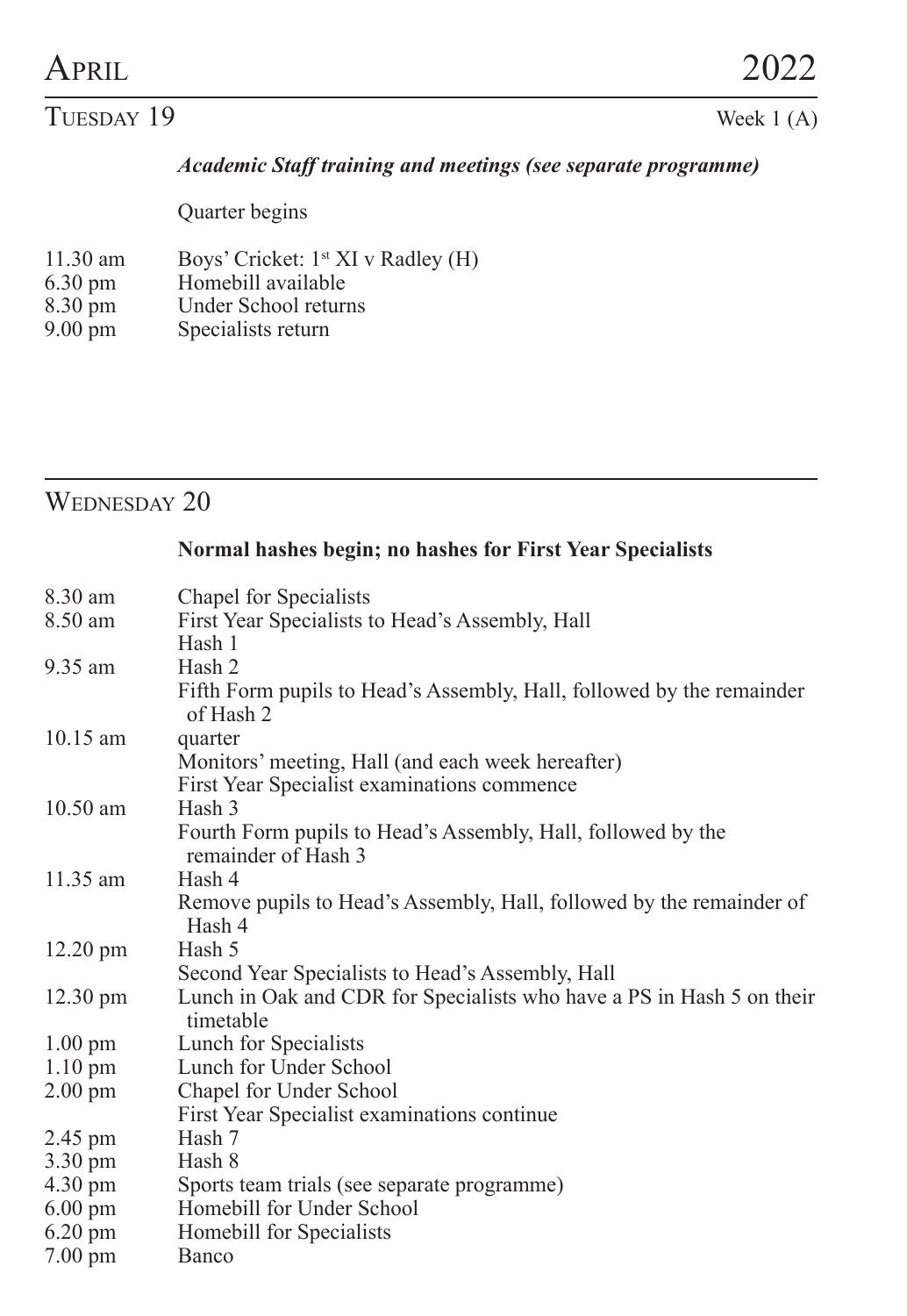# April 2022

## Tuesday 19

Week 1 (A)

***Academic Staff training and meetings (see separate programme)***

Quarter begins

| | |
|---|---|
| 11.30 am | Boys' Cricket: 1st XI v Radley (H) |
| 6.30 pm | Homebill available |
| 8.30 pm | Under School returns |
| 9.00 pm | Specialists return |

## Wednesday 20

**Normal hashes begin; no hashes for First Year Specialists**

| | |
|---|---|
| 8.30 am | Chapel for Specialists |
| 8.50 am | First Year Specialists to Head's Assembly, Hall |
| | Hash 1 |
| 9.35 am | Hash 2 |
| | Fifth Form pupils to Head's Assembly, Hall, followed by the remainder of Hash 2 |
| 10.15 am | quarter |
| | Monitors' meeting, Hall (and each week hereafter) |
| | First Year Specialist examinations commence |
| 10.50 am | Hash 3 |
| | Fourth Form pupils to Head's Assembly, Hall, followed by the remainder of Hash 3 |
| 11.35 am | Hash 4 |
| | Remove pupils to Head's Assembly, Hall, followed by the remainder of Hash 4 |
| 12.20 pm | Hash 5 |
| | Second Year Specialists to Head's Assembly, Hall |
| 12.30 pm | Lunch in Oak and CDR for Specialists who have a PS in Hash 5 on their timetable |
| 1.00 pm | Lunch for Specialists |
| 1.10 pm | Lunch for Under School |
| 2.00 pm | Chapel for Under School |
| | First Year Specialist examinations continue |
| 2.45 pm | Hash 7 |
| 3.30 pm | Hash 8 |
| 4.30 pm | Sports team trials (see separate programme) |
| 6.00 pm | Homebill for Under School |
| 6.20 pm | Homebill for Specialists |
| 7.00 pm | Banco |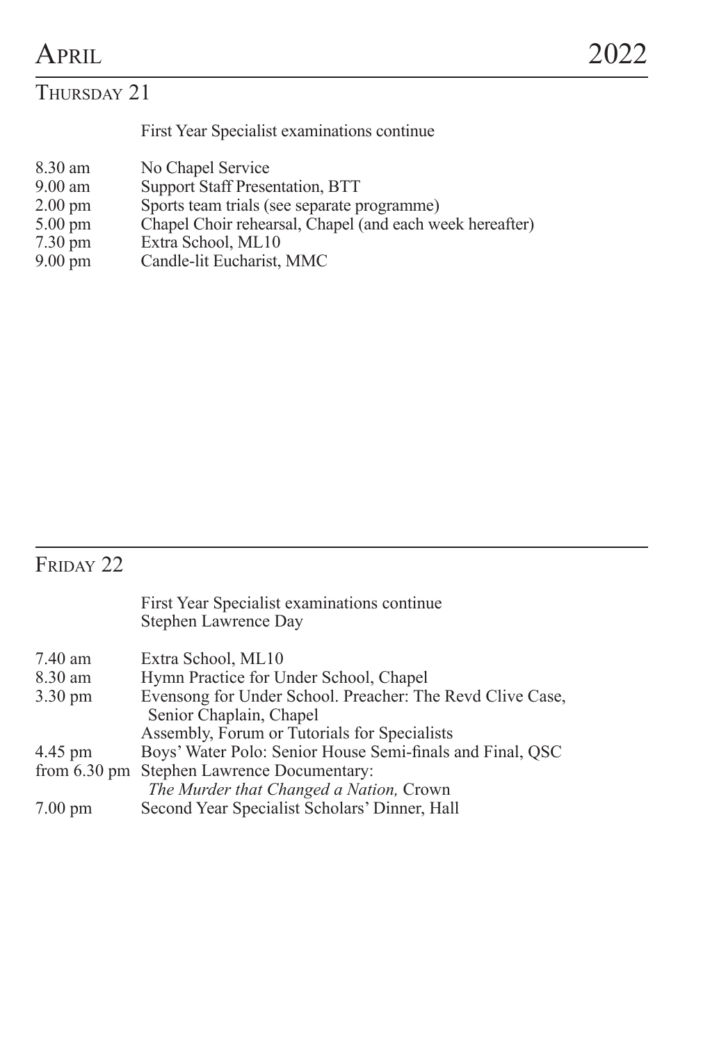# April 2022

## Thursday 21

First Year Specialist examinations continue

| | |
|---|---|
| 8.30 am | No Chapel Service |
| 9.00 am | Support Staff Presentation, BTT |
| 2.00 pm | Sports team trials (see separate programme) |
| 5.00 pm | Chapel Choir rehearsal, Chapel (and each week hereafter) |
| 7.30 pm | Extra School, ML10 |
| 9.00 pm | Candle-lit Eucharist, MMC |

## Friday 22

First Year Specialist examinations continue
Stephen Lawrence Day

| | |
|---|---|
| 7.40 am | Extra School, ML10 |
| 8.30 am | Hymn Practice for Under School, Chapel |
| 3.30 pm | Evensong for Under School. Preacher: The Revd Clive Case, Senior Chaplain, Chapel |
| | Assembly, Forum or Tutorials for Specialists |
| 4.45 pm | Boys' Water Polo: Senior House Semi-finals and Final, QSC |
| from 6.30 pm | Stephen Lawrence Documentary: *The Murder that Changed a Nation,* Crown |
| 7.00 pm | Second Year Specialist Scholars' Dinner, Hall |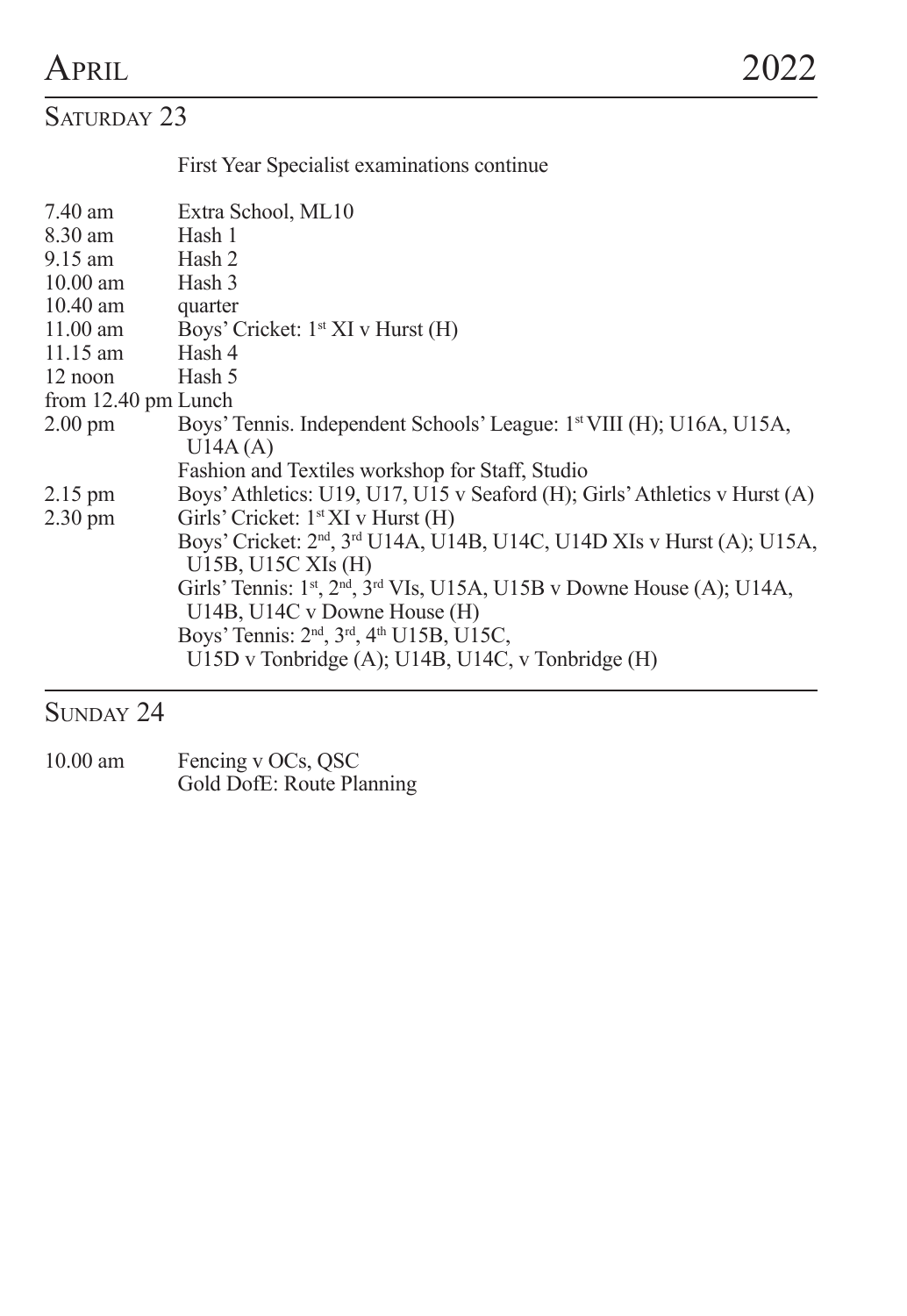# April 2022

## Saturday 23

First Year Specialist examinations continue

| | |
|---|---|
| 7.40 am | Extra School, ML10 |
| 8.30 am | Hash 1 |
| 9.15 am | Hash 2 |
| 10.00 am | Hash 3 |
| 10.40 am | quarter |
| 11.00 am | Boys' Cricket: 1st XI v Hurst (H) |
| 11.15 am | Hash 4 |
| 12 noon | Hash 5 |
| from 12.40 pm | Lunch |
| 2.00 pm | Boys' Tennis. Independent Schools' League: 1st VIII (H); U16A, U15A, U14A (A) |
| | Fashion and Textiles workshop for Staff, Studio |
| 2.15 pm | Boys' Athletics: U19, U17, U15 v Seaford (H); Girls' Athletics v Hurst (A) |
| 2.30 pm | Girls' Cricket: 1st XI v Hurst (H) |
| | Boys' Cricket: 2nd, 3rd U14A, U14B, U14C, U14D XIs v Hurst (A); U15A, U15B, U15C XIs (H) |
| | Girls' Tennis: 1st, 2nd, 3rd VIs, U15A, U15B v Downe House (A); U14A, U14B, U14C v Downe House (H) |
| | Boys' Tennis: 2nd, 3rd, 4th U15B, U15C, U15D v Tonbridge (A); U14B, U14C, v Tonbridge (H) |

## Sunday 24

| | |
|---|---|
| 10.00 am | Fencing v OCs, QSC |
| | Gold DofE: Route Planning |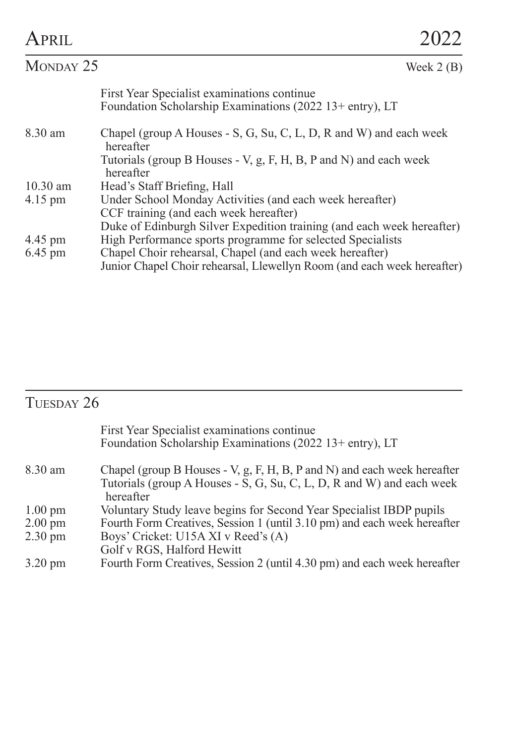# April 2022

## Monday 25

Week 2 (B)

First Year Specialist examinations continue
Foundation Scholarship Examinations (2022 13+ entry), LT

| | |
|---|---|
| 8.30 am | Chapel (group A Houses - S, G, Su, C, L, D, R and W) and each week hereafter |
| | Tutorials (group B Houses - V, g, F, H, B, P and N) and each week hereafter |
| 10.30 am | Head's Staff Briefing, Hall |
| 4.15 pm | Under School Monday Activities (and each week hereafter) |
| | CCF training (and each week hereafter) |
| | Duke of Edinburgh Silver Expedition training (and each week hereafter) |
| 4.45 pm | High Performance sports programme for selected Specialists |
| 6.45 pm | Chapel Choir rehearsal, Chapel (and each week hereafter) |
| | Junior Chapel Choir rehearsal, Llewellyn Room (and each week hereafter) |

## Tuesday 26

First Year Specialist examinations continue
Foundation Scholarship Examinations (2022 13+ entry), LT

| | |
|---|---|
| 8.30 am | Chapel (group B Houses - V, g, F, H, B, P and N) and each week hereafter |
| | Tutorials (group A Houses - S, G, Su, C, L, D, R and W) and each week hereafter |
| 1.00 pm | Voluntary Study leave begins for Second Year Specialist IBDP pupils |
| 2.00 pm | Fourth Form Creatives, Session 1 (until 3.10 pm) and each week hereafter |
| 2.30 pm | Boys' Cricket: U15A XI v Reed's (A) |
| | Golf v RGS, Halford Hewitt |
| 3.20 pm | Fourth Form Creatives, Session 2 (until 4.30 pm) and each week hereafter |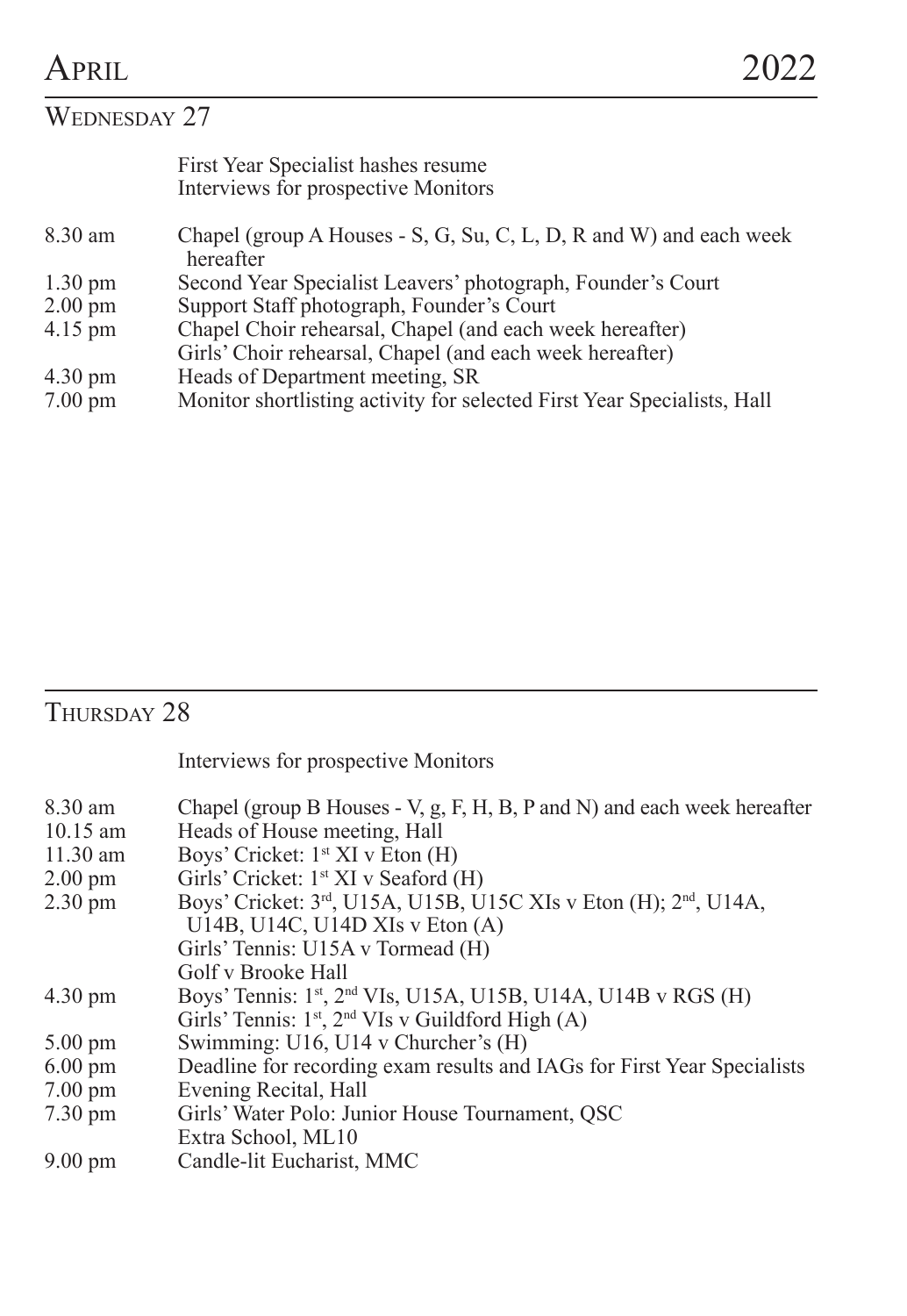# April 2022

## Wednesday 27

First Year Specialist hashes resume
Interviews for prospective Monitors

| | |
|---|---|
| 8.30 am | Chapel (group A Houses - S, G, Su, C, L, D, R and W) and each week hereafter |
| 1.30 pm | Second Year Specialist Leavers' photograph, Founder's Court |
| 2.00 pm | Support Staff photograph, Founder's Court |
| 4.15 pm | Chapel Choir rehearsal, Chapel (and each week hereafter) |
| | Girls' Choir rehearsal, Chapel (and each week hereafter) |
| 4.30 pm | Heads of Department meeting, SR |
| 7.00 pm | Monitor shortlisting activity for selected First Year Specialists, Hall |

## Thursday 28

Interviews for prospective Monitors

| | |
|---|---|
| 8.30 am | Chapel (group B Houses - V, g, F, H, B, P and N) and each week hereafter |
| 10.15 am | Heads of House meeting, Hall |
| 11.30 am | Boys' Cricket: 1st XI v Eton (H) |
| 2.00 pm | Girls' Cricket: 1st XI v Seaford (H) |
| 2.30 pm | Boys' Cricket: 3rd, U15A, U15B, U15C XIs v Eton (H); 2nd, U14A, U14B, U14C, U14D XIs v Eton (A) |
| | Girls' Tennis: U15A v Tormead (H) |
| | Golf v Brooke Hall |
| 4.30 pm | Boys' Tennis: 1st, 2nd VIs, U15A, U15B, U14A, U14B v RGS (H) |
| | Girls' Tennis: 1st, 2nd VIs v Guildford High (A) |
| 5.00 pm | Swimming: U16, U14 v Churcher's (H) |
| 6.00 pm | Deadline for recording exam results and IAGs for First Year Specialists |
| 7.00 pm | Evening Recital, Hall |
| 7.30 pm | Girls' Water Polo: Junior House Tournament, QSC |
| | Extra School, ML10 |
| 9.00 pm | Candle-lit Eucharist, MMC |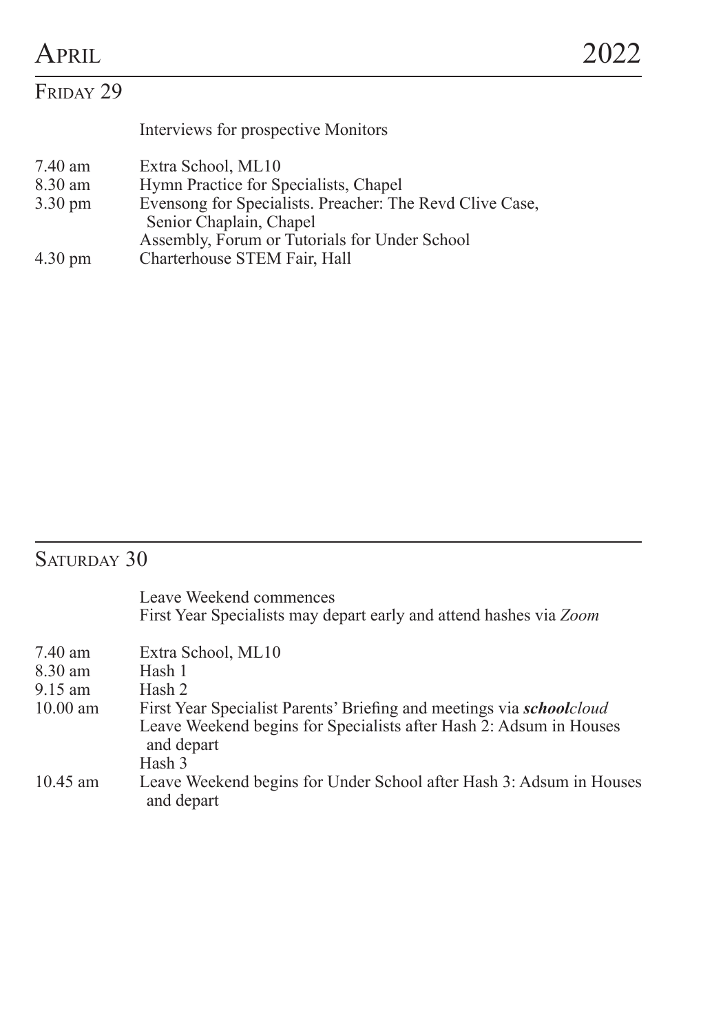# April 2022

## Friday 29

Interviews for prospective Monitors

| | |
|---|---|
| 7.40 am | Extra School, ML10 |
| 8.30 am | Hymn Practice for Specialists, Chapel |
| 3.30 pm | Evensong for Specialists. Preacher: The Revd Clive Case, Senior Chaplain, Chapel |
| | Assembly, Forum or Tutorials for Under School |
| 4.30 pm | Charterhouse STEM Fair, Hall |

## Saturday 30

Leave Weekend commences

First Year Specialists may depart early and attend hashes via *Zoom*

| | |
|---|---|
| 7.40 am | Extra School, ML10 |
| 8.30 am | Hash 1 |
| 9.15 am | Hash 2 |
| 10.00 am | First Year Specialist Parents' Briefing and meetings via ***school****cloud* |
| | Leave Weekend begins for Specialists after Hash 2: Adsum in Houses and depart |
| | Hash 3 |
| 10.45 am | Leave Weekend begins for Under School after Hash 3: Adsum in Houses and depart |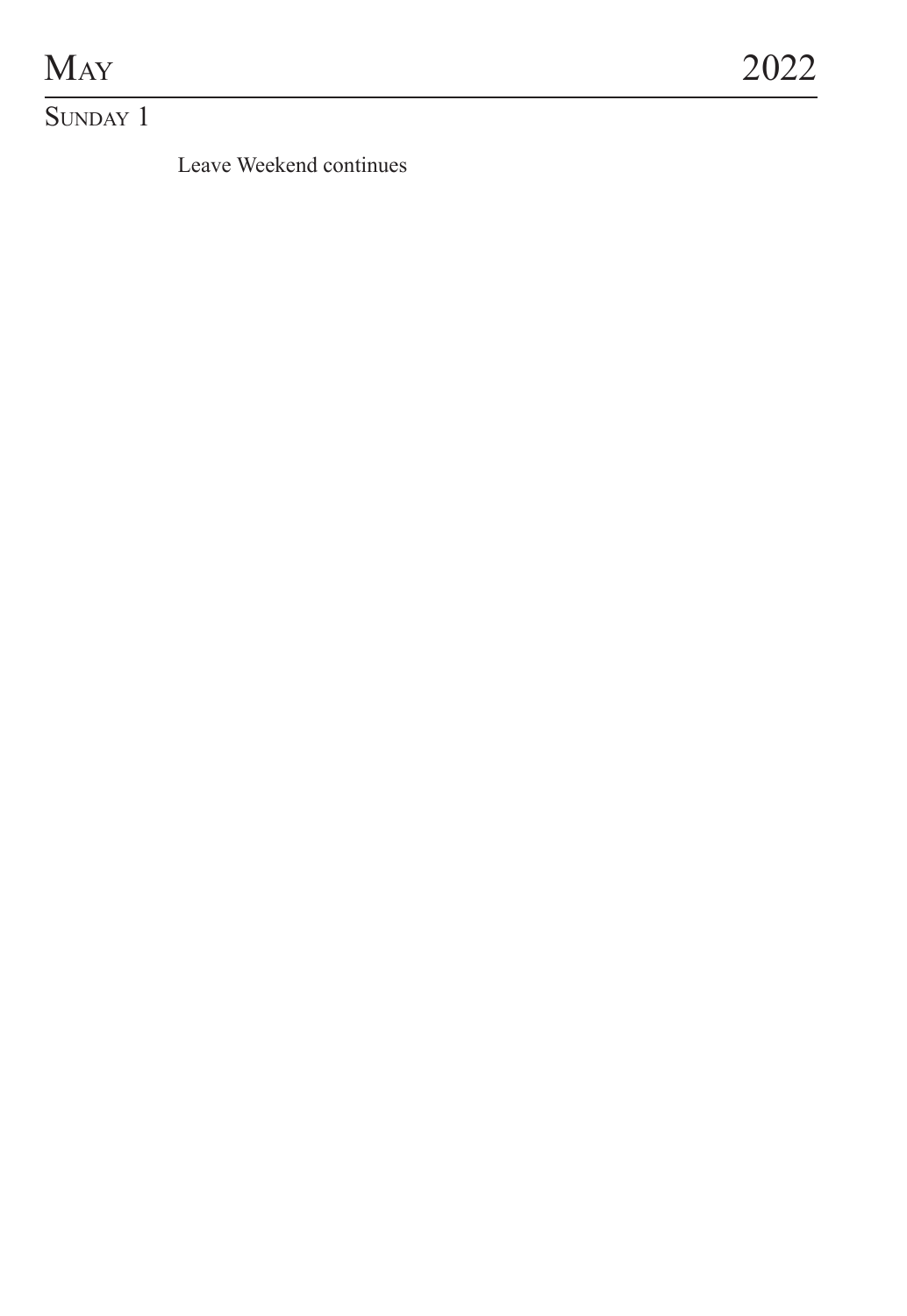# May 2022

## Sunday 1

Leave Weekend continues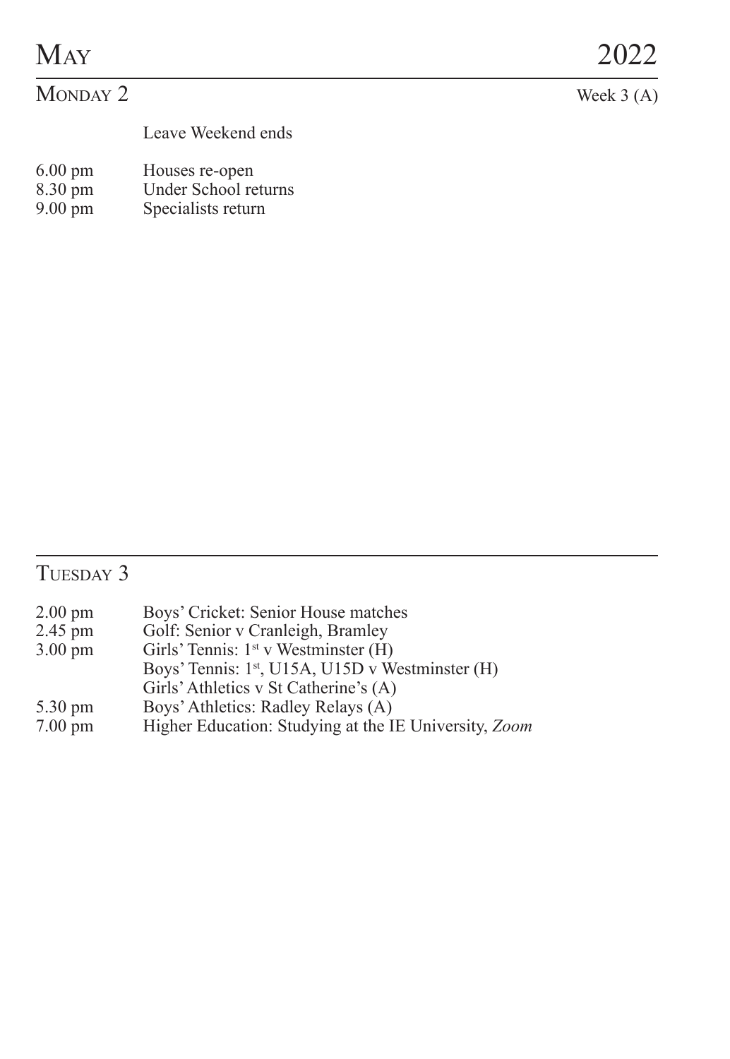# May 2022

## Monday 2

Week 3 (A)

Leave Weekend ends

| | |
|---|---|
| 6.00 pm | Houses re-open |
| 8.30 pm | Under School returns |
| 9.00 pm | Specialists return |

## Tuesday 3

| | |
|---|---|
| 2.00 pm | Boys' Cricket: Senior House matches |
| 2.45 pm | Golf: Senior v Cranleigh, Bramley |
| 3.00 pm | Girls' Tennis: 1st v Westminster (H) |
| | Boys' Tennis: 1st, U15A, U15D v Westminster (H) |
| | Girls' Athletics v St Catherine's (A) |
| 5.30 pm | Boys' Athletics: Radley Relays (A) |
| 7.00 pm | Higher Education: Studying at the IE University, *Zoom* |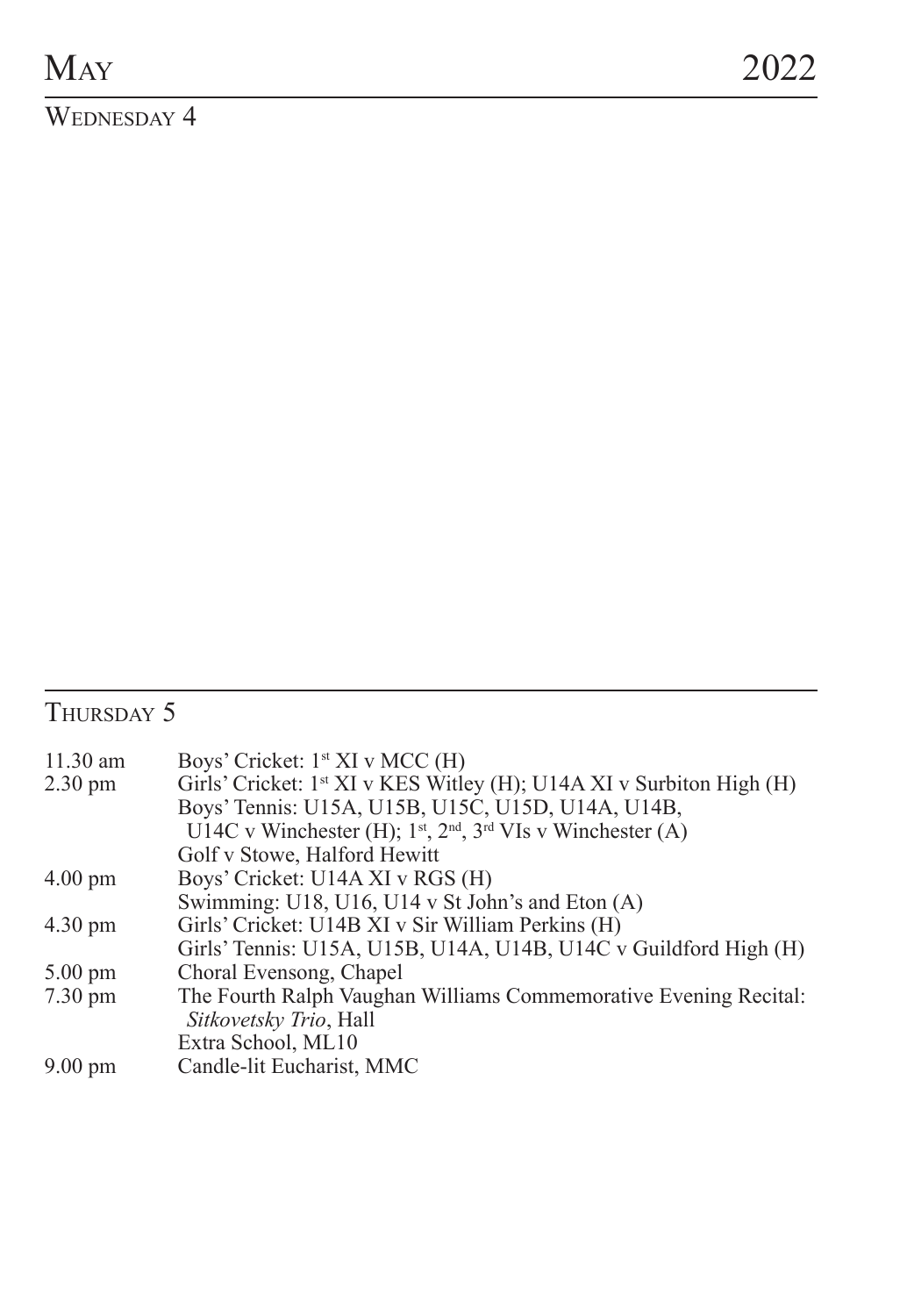# May 2022

## Wednesday 4

## Thursday 5

| | |
|---|---|
| 11.30 am | Boys' Cricket: 1st XI v MCC (H) |
| 2.30 pm | Girls' Cricket: 1st XI v KES Witley (H); U14A XI v Surbiton High (H) |
| | Boys' Tennis: U15A, U15B, U15C, U15D, U14A, U14B, U14C v Winchester (H); 1st, 2nd, 3rd VIs v Winchester (A) |
| | Golf v Stowe, Halford Hewitt |
| 4.00 pm | Boys' Cricket: U14A XI v RGS (H) |
| | Swimming: U18, U16, U14 v St John's and Eton (A) |
| 4.30 pm | Girls' Cricket: U14B XI v Sir William Perkins (H) |
| | Girls' Tennis: U15A, U15B, U14A, U14B, U14C v Guildford High (H) |
| 5.00 pm | Choral Evensong, Chapel |
| 7.30 pm | The Fourth Ralph Vaughan Williams Commemorative Evening Recital: *Sitkovetsky Trio*, Hall |
| | Extra School, ML10 |
| 9.00 pm | Candle-lit Eucharist, MMC |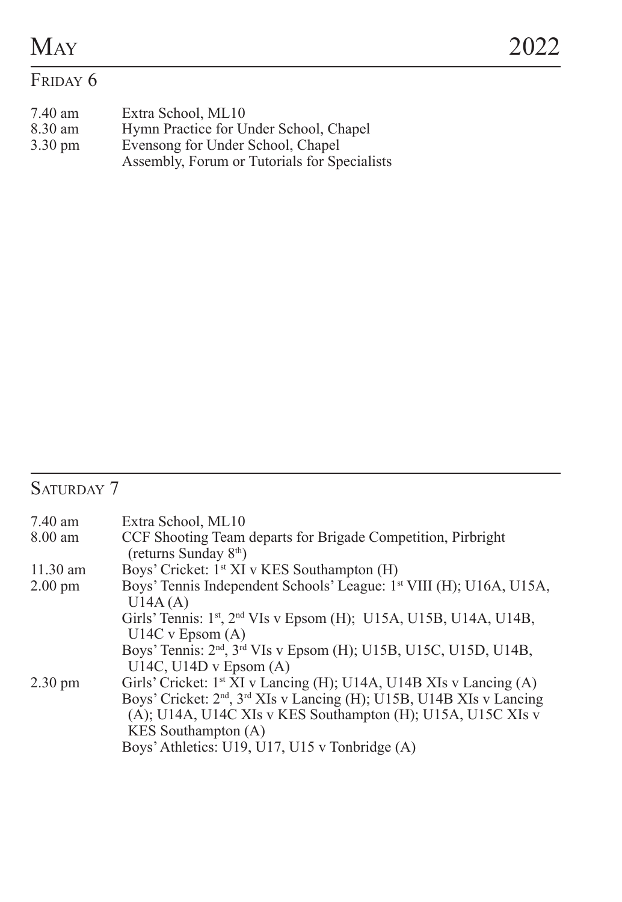# May 2022

## Friday 6

| | |
|---|---|
| 7.40 am | Extra School, ML10 |
| 8.30 am | Hymn Practice for Under School, Chapel |
| 3.30 pm | Evensong for Under School, Chapel |
| | Assembly, Forum or Tutorials for Specialists |

## Saturday 7

| | |
|---|---|
| 7.40 am | Extra School, ML10 |
| 8.00 am | CCF Shooting Team departs for Brigade Competition, Pirbright (returns Sunday 8th) |
| 11.30 am | Boys' Cricket: 1st XI v KES Southampton (H) |
| 2.00 pm | Boys' Tennis Independent Schools' League: 1st VIII (H); U16A, U15A, U14A (A) |
| | Girls' Tennis: 1st, 2nd VIs v Epsom (H); U15A, U15B, U14A, U14B, U14C v Epsom (A) |
| | Boys' Tennis: 2nd, 3rd VIs v Epsom (H); U15B, U15C, U15D, U14B, U14C, U14D v Epsom (A) |
| 2.30 pm | Girls' Cricket: 1st XI v Lancing (H); U14A, U14B XIs v Lancing (A) |
| | Boys' Cricket: 2nd, 3rd XIs v Lancing (H); U15B, U14B XIs v Lancing (A); U14A, U14C XIs v KES Southampton (H); U15A, U15C XIs v KES Southampton (A) |
| | Boys' Athletics: U19, U17, U15 v Tonbridge (A) |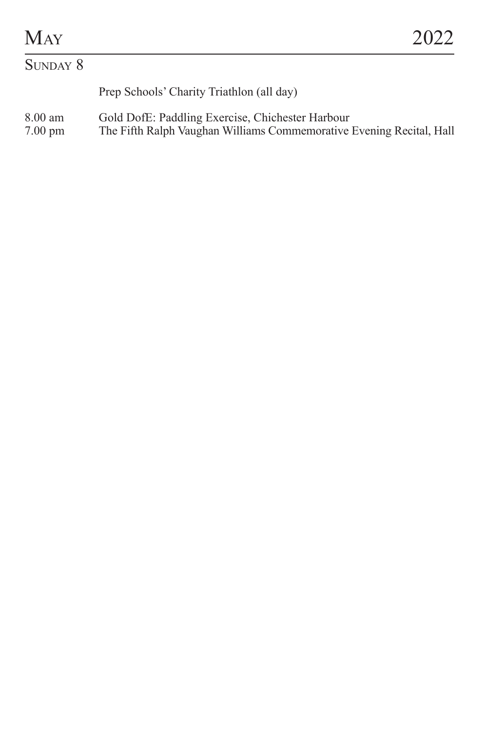# May 2022

## Sunday 8

Prep Schools' Charity Triathlon (all day)

| | |
|---|---|
| 8.00 am | Gold DofE: Paddling Exercise, Chichester Harbour |
| 7.00 pm | The Fifth Ralph Vaughan Williams Commemorative Evening Recital, Hall |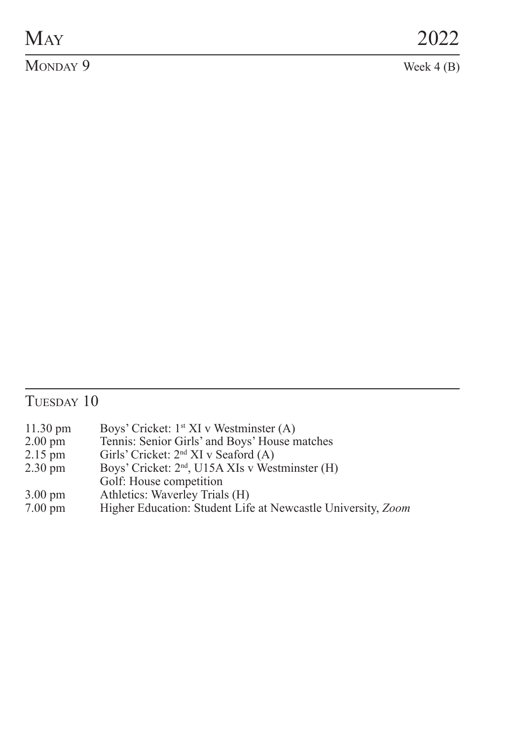# May 2022

## Monday 9

Week 4 (B)

## Tuesday 10

| | |
|---|---|
| 11.30 pm | Boys' Cricket: 1st XI v Westminster (A) |
| 2.00 pm | Tennis: Senior Girls' and Boys' House matches |
| 2.15 pm | Girls' Cricket: 2nd XI v Seaford (A) |
| 2.30 pm | Boys' Cricket: 2nd, U15A XIs v Westminster (H) |
| | Golf: House competition |
| 3.00 pm | Athletics: Waverley Trials (H) |
| 7.00 pm | Higher Education: Student Life at Newcastle University, *Zoom* |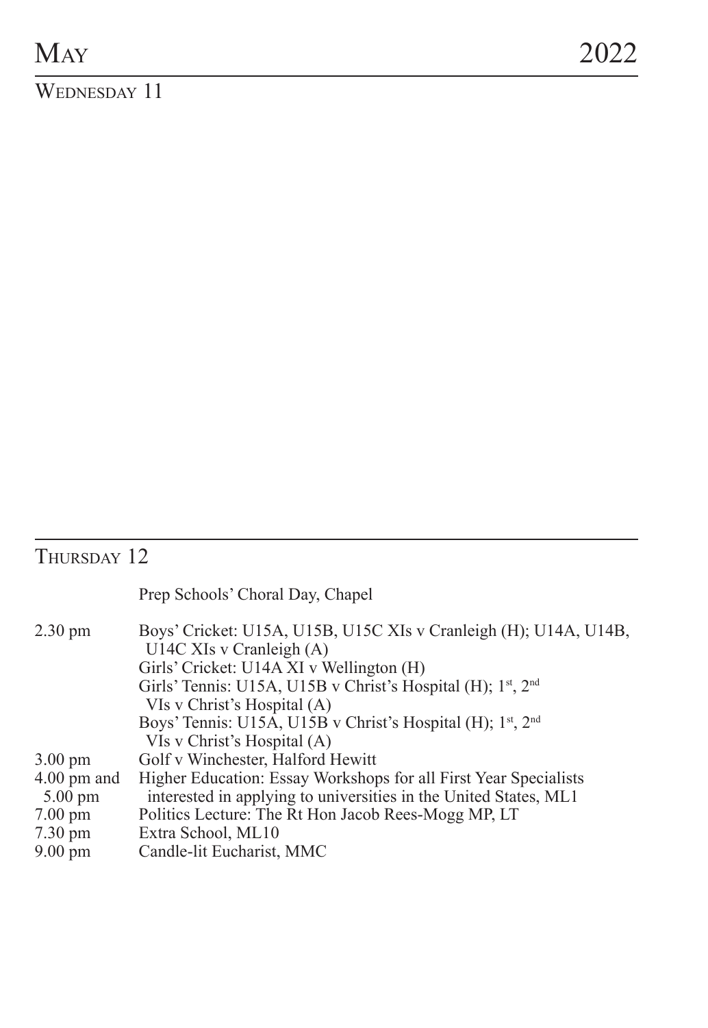# May 2022

## Wednesday 11

## Thursday 12

Prep Schools' Choral Day, Chapel

| | |
|---|---|
| 2.30 pm | Boys' Cricket: U15A, U15B, U15C XIs v Cranleigh (H); U14A, U14B, U14C XIs v Cranleigh (A) |
| | Girls' Cricket: U14A XI v Wellington (H) |
| | Girls' Tennis: U15A, U15B v Christ's Hospital (H); 1st, 2nd VIs v Christ's Hospital (A) |
| | Boys' Tennis: U15A, U15B v Christ's Hospital (H); 1st, 2nd VIs v Christ's Hospital (A) |
| 3.00 pm | Golf v Winchester, Halford Hewitt |
| 4.00 pm and 5.00 pm | Higher Education: Essay Workshops for all First Year Specialists interested in applying to universities in the United States, ML1 |
| 7.00 pm | Politics Lecture: The Rt Hon Jacob Rees-Mogg MP, LT |
| 7.30 pm | Extra School, ML10 |
| 9.00 pm | Candle-lit Eucharist, MMC |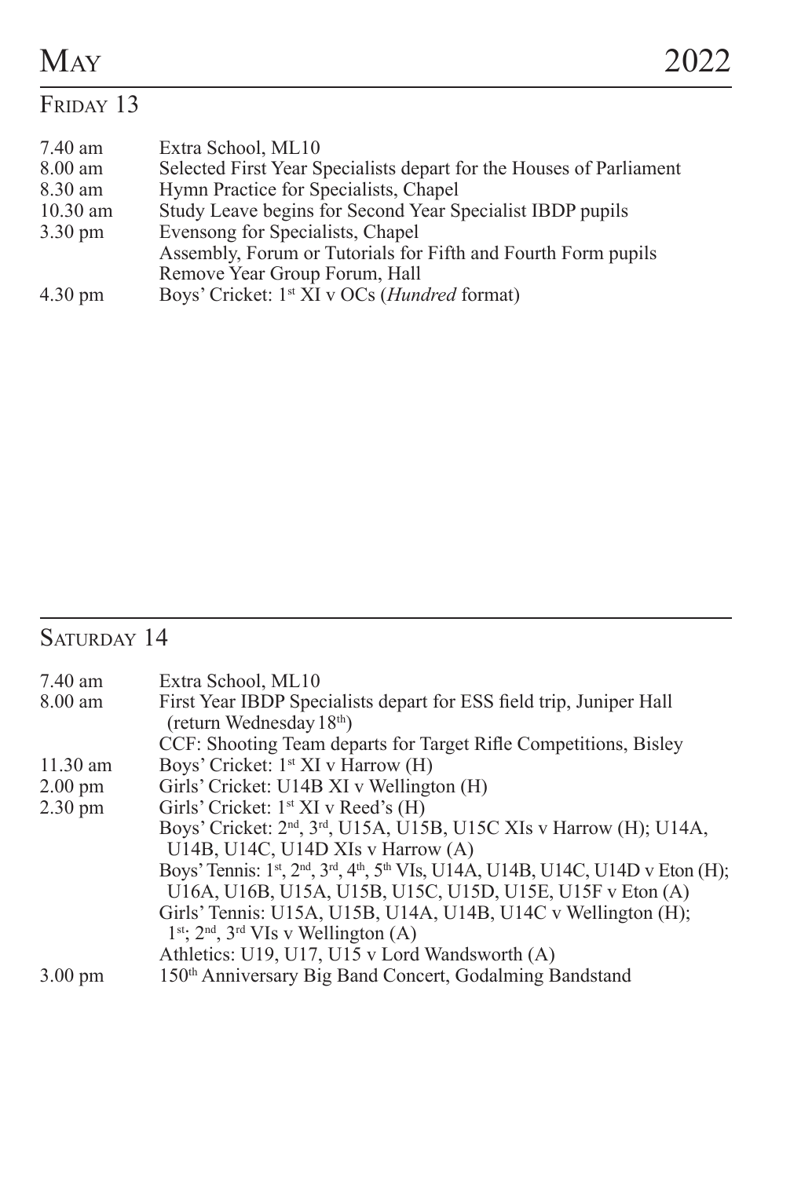# May 2022

## Friday 13

| | |
|---|---|
| 7.40 am | Extra School, ML10 |
| 8.00 am | Selected First Year Specialists depart for the Houses of Parliament |
| 8.30 am | Hymn Practice for Specialists, Chapel |
| 10.30 am | Study Leave begins for Second Year Specialist IBDP pupils |
| 3.30 pm | Evensong for Specialists, Chapel |
| | Assembly, Forum or Tutorials for Fifth and Fourth Form pupils |
| | Remove Year Group Forum, Hall |
| 4.30 pm | Boys' Cricket: 1st XI v OCs (*Hundred* format) |

## Saturday 14

| | |
|---|---|
| 7.40 am | Extra School, ML10 |
| 8.00 am | First Year IBDP Specialists depart for ESS field trip, Juniper Hall (return Wednesday 18th) |
| | CCF: Shooting Team departs for Target Rifle Competitions, Bisley |
| 11.30 am | Boys' Cricket: 1st XI v Harrow (H) |
| 2.00 pm | Girls' Cricket: U14B XI v Wellington (H) |
| 2.30 pm | Girls' Cricket: 1st XI v Reed's (H) |
| | Boys' Cricket: 2nd, 3rd, U15A, U15B, U15C XIs v Harrow (H); U14A, U14B, U14C, U14D XIs v Harrow (A) |
| | Boys' Tennis: 1st, 2nd, 3rd, 4th, 5th VIs, U14A, U14B, U14C, U14D v Eton (H); U16A, U16B, U15A, U15B, U15C, U15D, U15E, U15F v Eton (A) |
| | Girls' Tennis: U15A, U15B, U14A, U14B, U14C v Wellington (H); 1st; 2nd, 3rd VIs v Wellington (A) |
| | Athletics: U19, U17, U15 v Lord Wandsworth (A) |
| 3.00 pm | 150th Anniversary Big Band Concert, Godalming Bandstand |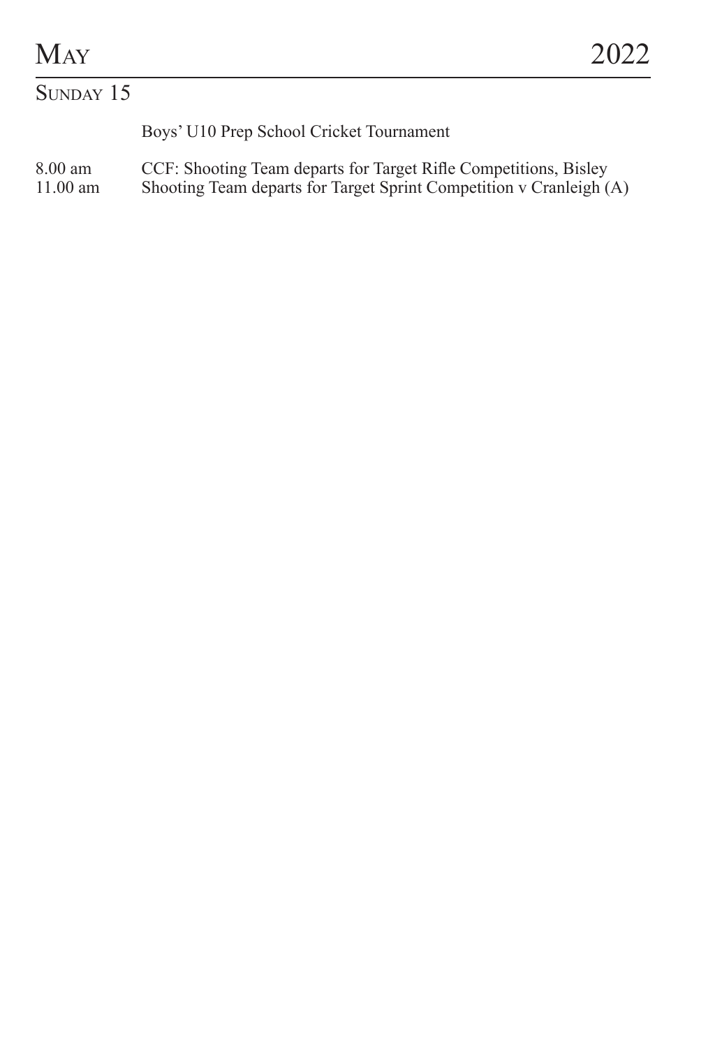# May 2022

## Sunday 15

Boys' U10 Prep School Cricket Tournament

8.00 am CCF: Shooting Team departs for Target Rifle Competitions, Bisley

11.00 am Shooting Team departs for Target Sprint Competition v Cranleigh (A)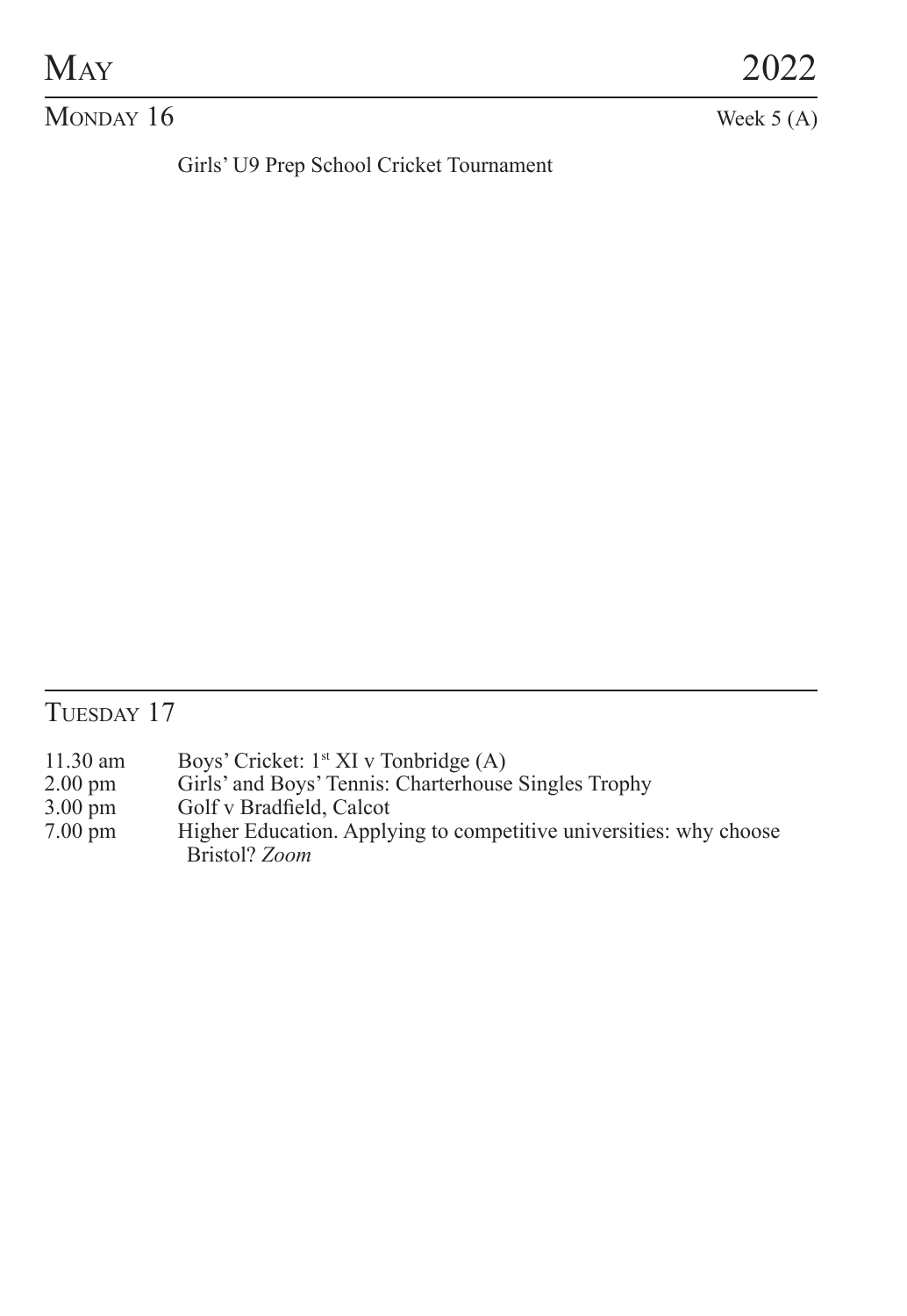# May 2022

## Monday 16

Week 5 (A)

Girls' U9 Prep School Cricket Tournament

## Tuesday 17

| | |
|---|---|
| 11.30 am | Boys' Cricket: 1st XI v Tonbridge (A) |
| 2.00 pm | Girls' and Boys' Tennis: Charterhouse Singles Trophy |
| 3.00 pm | Golf v Bradfield, Calcot |
| 7.00 pm | Higher Education. Applying to competitive universities: why choose Bristol? *Zoom* |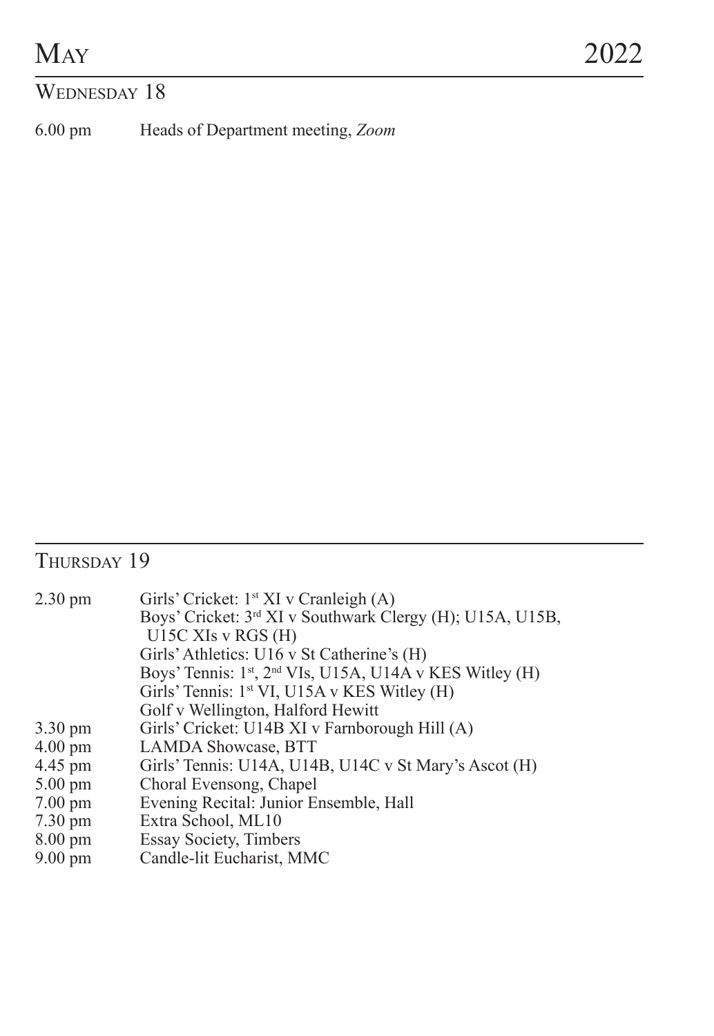# May 2022

## Wednesday 18

| | |
|---|---|
| 6.00 pm | Heads of Department meeting, *Zoom* |

## Thursday 19

| | |
|---|---|
| 2.30 pm | Girls' Cricket: 1st XI v Cranleigh (A) |
| | Boys' Cricket: 3rd XI v Southwark Clergy (H); U15A, U15B, U15C XIs v RGS (H) |
| | Girls' Athletics: U16 v St Catherine's (H) |
| | Boys' Tennis: 1st, 2nd VIs, U15A, U14A v KES Witley (H) |
| | Girls' Tennis: 1st VI, U15A v KES Witley (H) |
| | Golf v Wellington, Halford Hewitt |
| 3.30 pm | Girls' Cricket: U14B XI v Farnborough Hill (A) |
| 4.00 pm | LAMDA Showcase, BTT |
| 4.45 pm | Girls' Tennis: U14A, U14B, U14C v St Mary's Ascot (H) |
| 5.00 pm | Choral Evensong, Chapel |
| 7.00 pm | Evening Recital: Junior Ensemble, Hall |
| 7.30 pm | Extra School, ML10 |
| 8.00 pm | Essay Society, Timbers |
| 9.00 pm | Candle-lit Eucharist, MMC |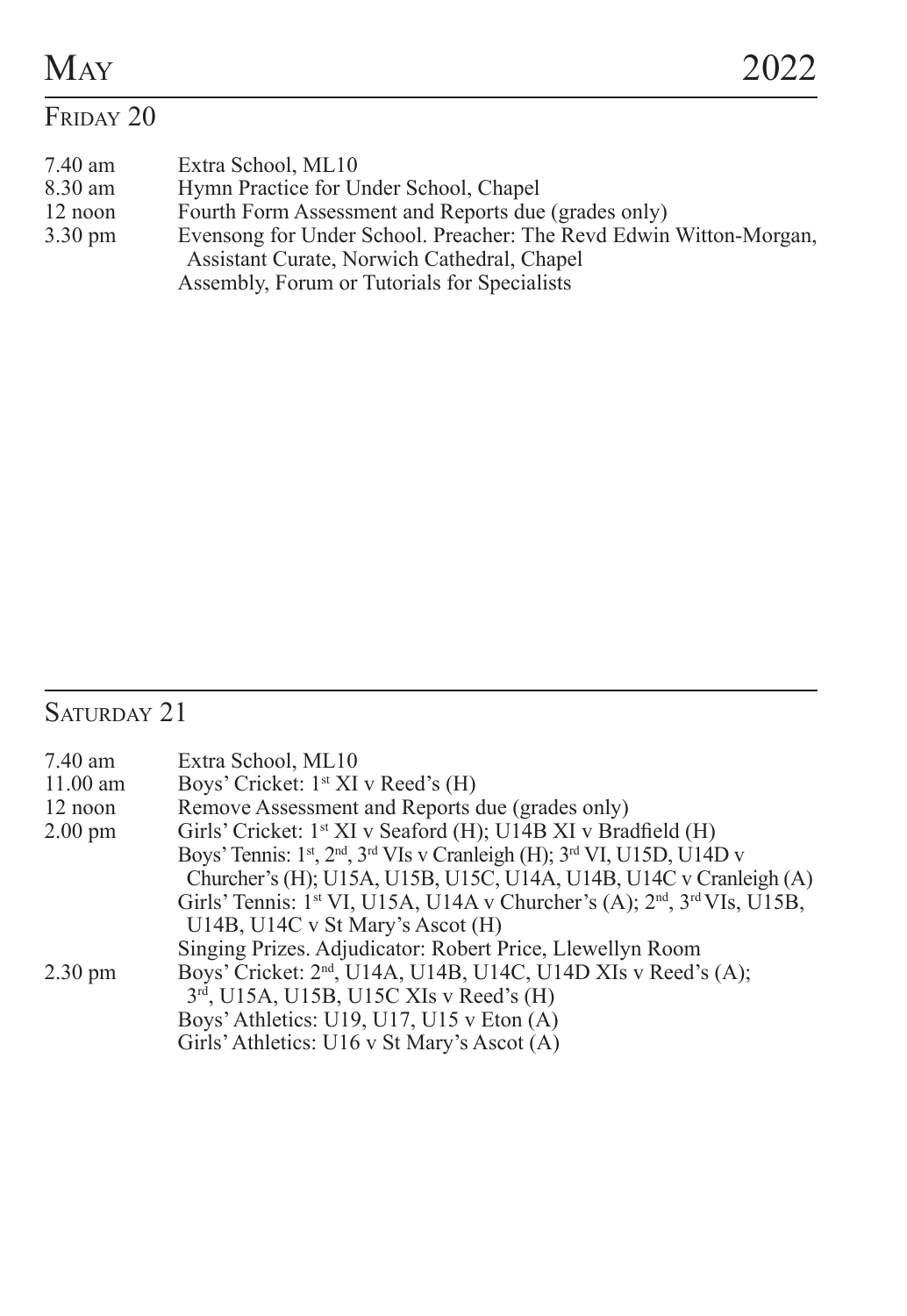# May 2022

## Friday 20

| | |
|---|---|
| 7.40 am | Extra School, ML10 |
| 8.30 am | Hymn Practice for Under School, Chapel |
| 12 noon | Fourth Form Assessment and Reports due (grades only) |
| 3.30 pm | Evensong for Under School. Preacher: The Revd Edwin Witton-Morgan, Assistant Curate, Norwich Cathedral, Chapel |
| | Assembly, Forum or Tutorials for Specialists |

## Saturday 21

| | |
|---|---|
| 7.40 am | Extra School, ML10 |
| 11.00 am | Boys' Cricket: 1st XI v Reed's (H) |
| 12 noon | Remove Assessment and Reports due (grades only) |
| 2.00 pm | Girls' Cricket: 1st XI v Seaford (H); U14B XI v Bradfield (H) |
| | Boys' Tennis: 1st, 2nd, 3rd VIs v Cranleigh (H); 3rd VI, U15D, U14D v Churcher's (H); U15A, U15B, U15C, U14A, U14B, U14C v Cranleigh (A) |
| | Girls' Tennis: 1st VI, U15A, U14A v Churcher's (A); 2nd, 3rd VIs, U15B, U14B, U14C v St Mary's Ascot (H) |
| | Singing Prizes. Adjudicator: Robert Price, Llewellyn Room |
| 2.30 pm | Boys' Cricket: 2nd, U14A, U14B, U14C, U14D XIs v Reed's (A); 3rd, U15A, U15B, U15C XIs v Reed's (H) |
| | Boys' Athletics: U19, U17, U15 v Eton (A) |
| | Girls' Athletics: U16 v St Mary's Ascot (A) |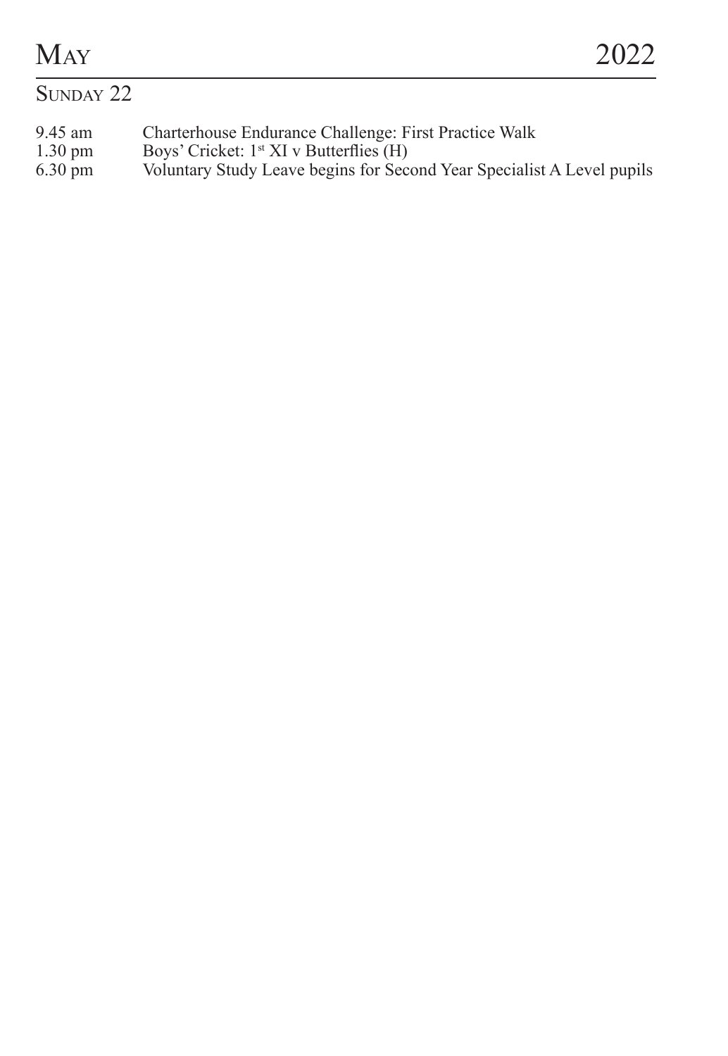# May 2022

## Sunday 22

| | |
|---|---|
| 9.45 am | Charterhouse Endurance Challenge: First Practice Walk |
| 1.30 pm | Boys' Cricket: 1st XI v Butterflies (H) |
| 6.30 pm | Voluntary Study Leave begins for Second Year Specialist A Level pupils |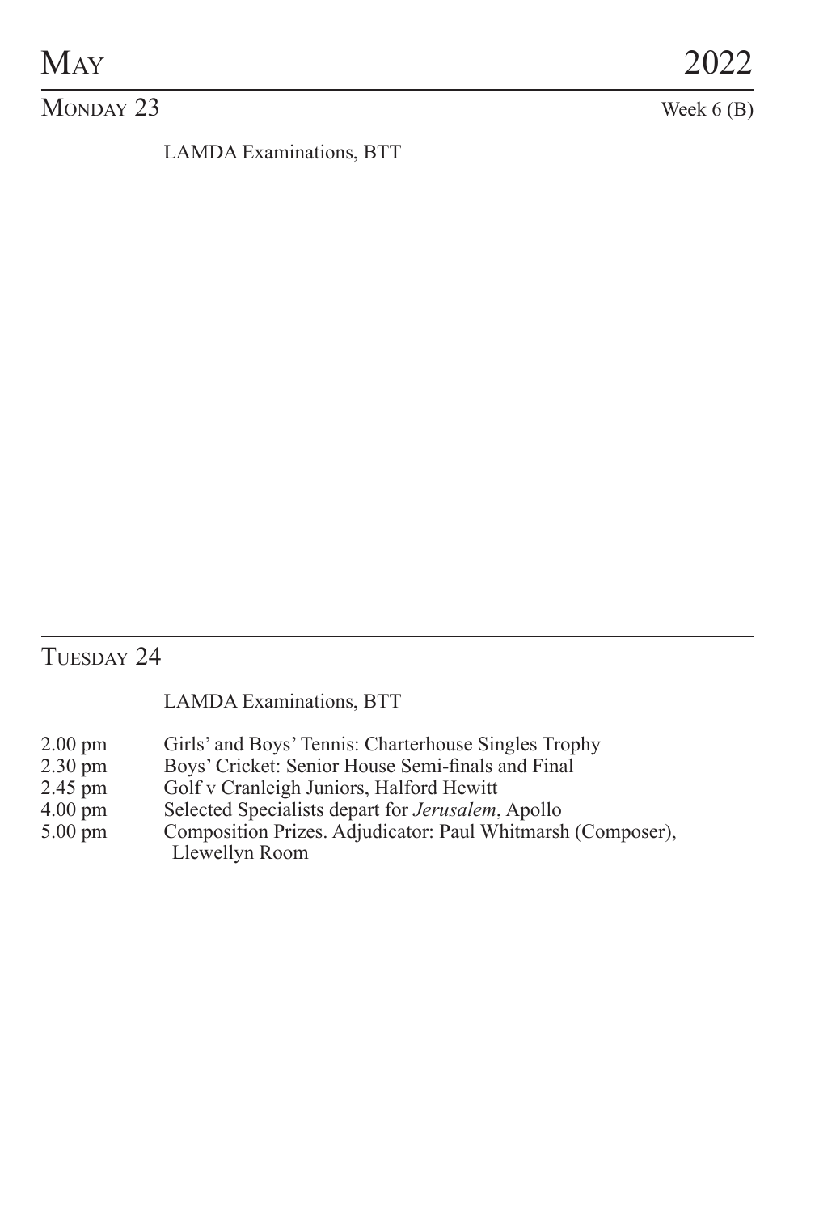# May 2022

## Monday 23

Week 6 (B)

LAMDA Examinations, BTT

## Tuesday 24

LAMDA Examinations, BTT

| | |
|---|---|
| 2.00 pm | Girls' and Boys' Tennis: Charterhouse Singles Trophy |
| 2.30 pm | Boys' Cricket: Senior House Semi-finals and Final |
| 2.45 pm | Golf v Cranleigh Juniors, Halford Hewitt |
| 4.00 pm | Selected Specialists depart for *Jerusalem*, Apollo |
| 5.00 pm | Composition Prizes. Adjudicator: Paul Whitmarsh (Composer), Llewellyn Room |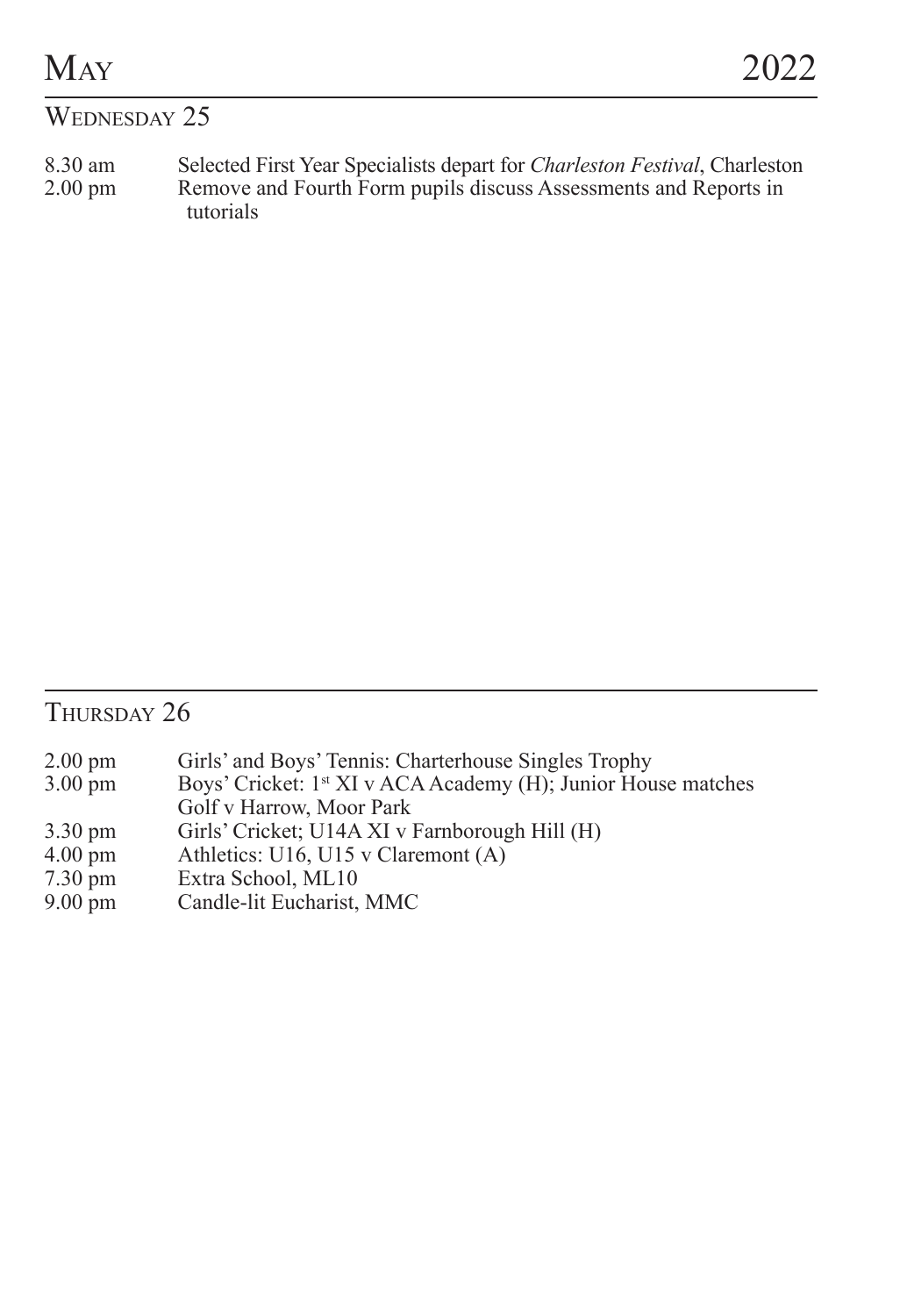# May 2022

## Wednesday 25

| | |
|---|---|
| 8.30 am | Selected First Year Specialists depart for *Charleston Festival*, Charleston |
| 2.00 pm | Remove and Fourth Form pupils discuss Assessments and Reports in tutorials |

## Thursday 26

| | |
|---|---|
| 2.00 pm | Girls' and Boys' Tennis: Charterhouse Singles Trophy |
| 3.00 pm | Boys' Cricket: 1st XI v ACA Academy (H); Junior House matches |
| | Golf v Harrow, Moor Park |
| 3.30 pm | Girls' Cricket; U14A XI v Farnborough Hill (H) |
| 4.00 pm | Athletics: U16, U15 v Claremont (A) |
| 7.30 pm | Extra School, ML10 |
| 9.00 pm | Candle-lit Eucharist, MMC |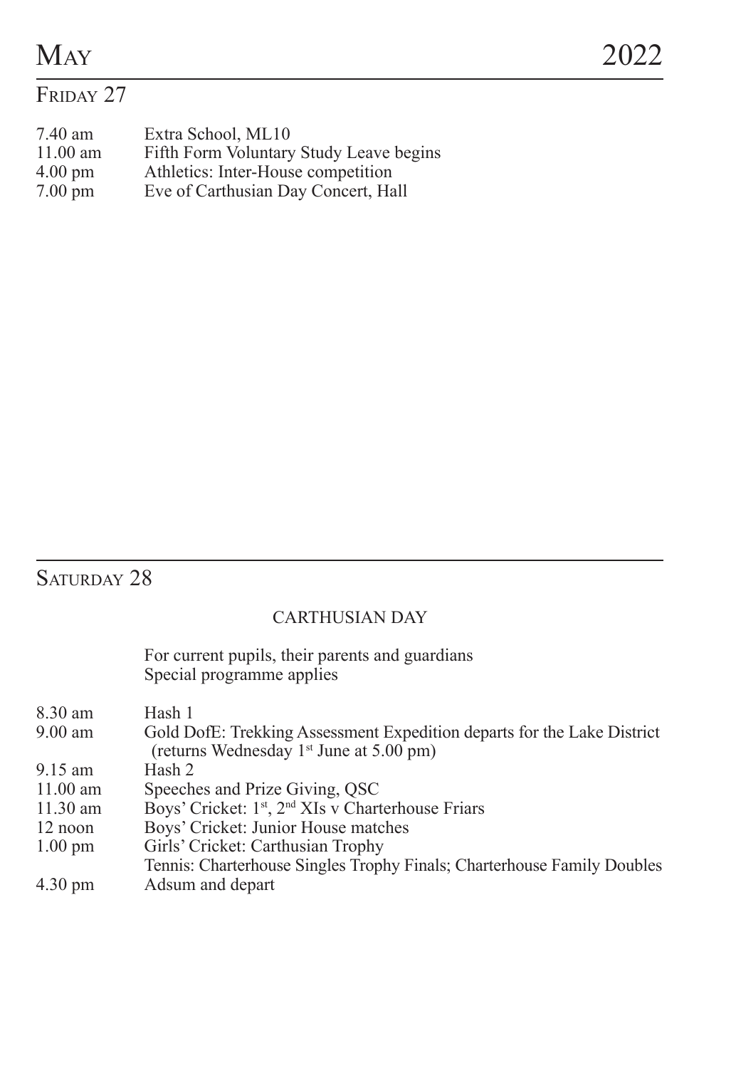# May 2022

## Friday 27

| | |
|---|---|
| 7.40 am | Extra School, ML10 |
| 11.00 am | Fifth Form Voluntary Study Leave begins |
| 4.00 pm | Athletics: Inter-House competition |
| 7.00 pm | Eve of Carthusian Day Concert, Hall |

## Saturday 28

CARTHUSIAN DAY

For current pupils, their parents and guardians
Special programme applies

| | |
|---|---|
| 8.30 am | Hash 1 |
| 9.00 am | Gold DofE: Trekking Assessment Expedition departs for the Lake District (returns Wednesday 1st June at 5.00 pm) |
| 9.15 am | Hash 2 |
| 11.00 am | Speeches and Prize Giving, QSC |
| 11.30 am | Boys' Cricket: 1st, 2nd XIs v Charterhouse Friars |
| 12 noon | Boys' Cricket: Junior House matches |
| 1.00 pm | Girls' Cricket: Carthusian Trophy |
| | Tennis: Charterhouse Singles Trophy Finals; Charterhouse Family Doubles |
| 4.30 pm | Adsum and depart |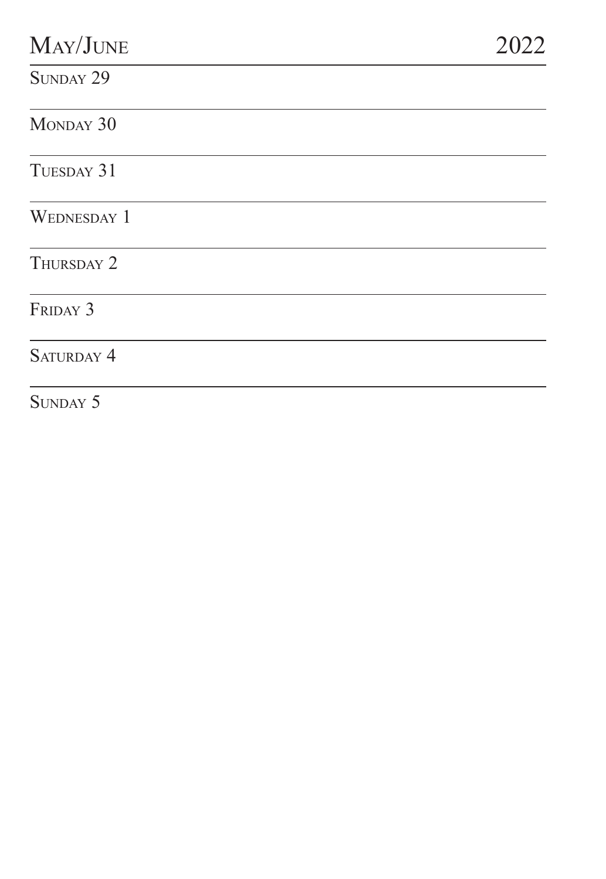# MAY/JUNE 2022

SUNDAY 29

---

MONDAY 30

---

TUESDAY 31

---

WEDNESDAY 1

---

THURSDAY 2

---

FRIDAY 3

---

SATURDAY 4

---

SUNDAY 5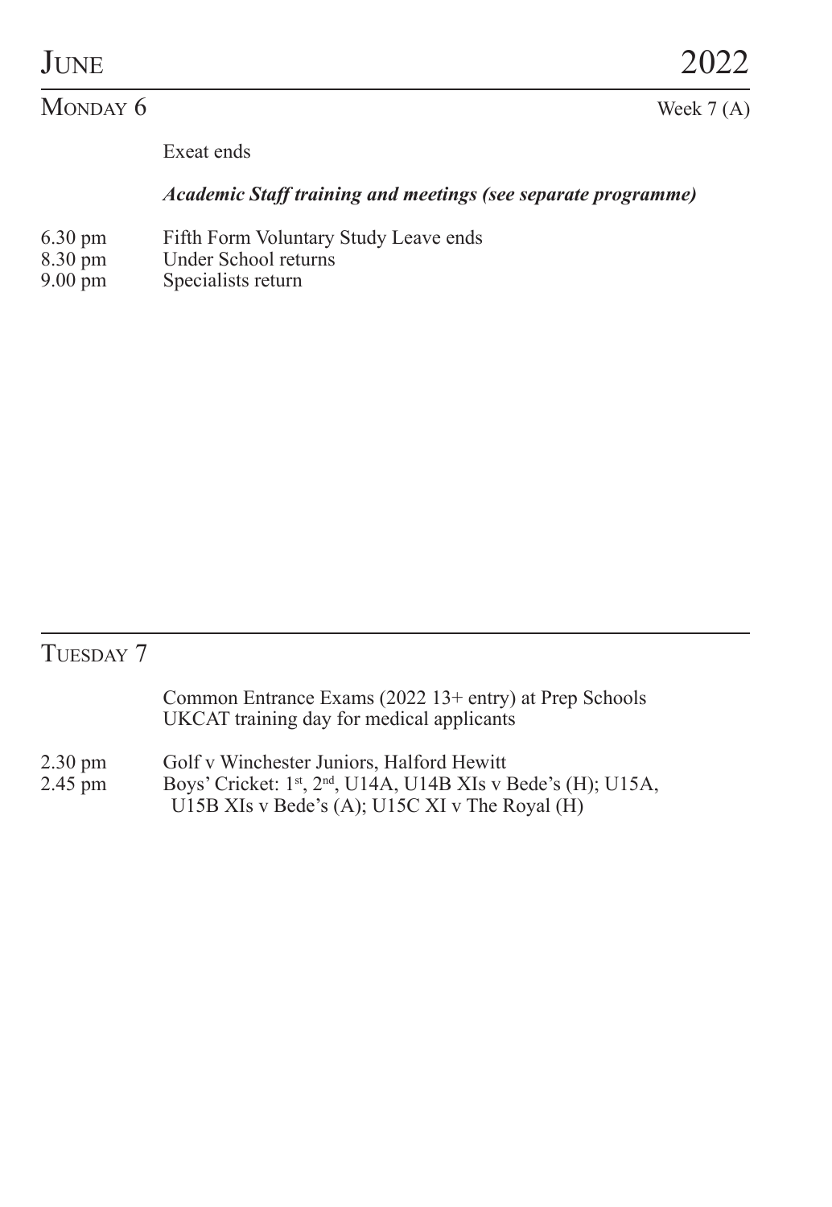# June 2022

## Monday 6

Week 7 (A)

Exeat ends

***Academic Staff training and meetings (see separate programme)***

6.30 pm Fifth Form Voluntary Study Leave ends
8.30 pm Under School returns
9.00 pm Specialists return

## Tuesday 7

Common Entrance Exams (2022 13+ entry) at Prep Schools
UKCAT training day for medical applicants

2.30 pm Golf v Winchester Juniors, Halford Hewitt
2.45 pm Boys' Cricket: 1st, 2nd, U14A, U14B XIs v Bede's (H); U15A, U15B XIs v Bede's (A); U15C XI v The Royal (H)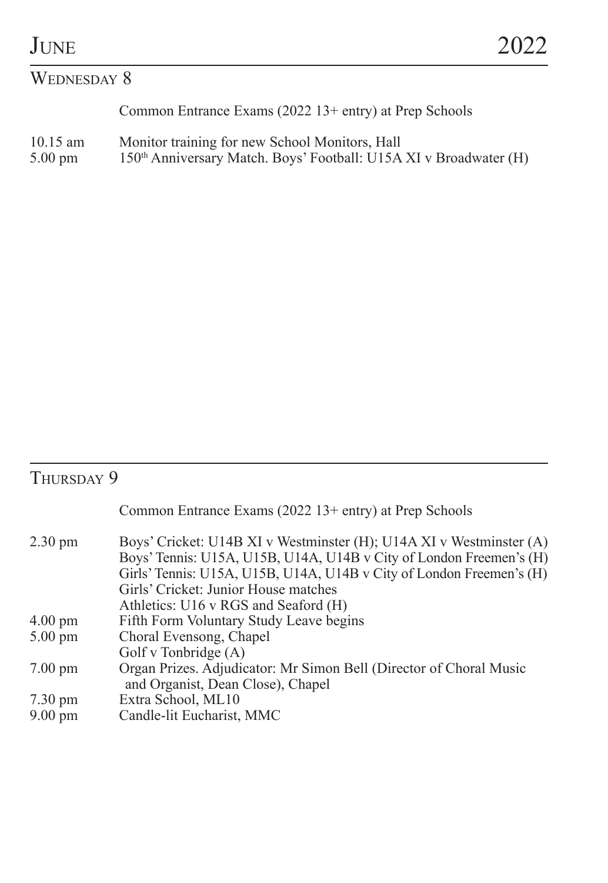# June 2022

## Wednesday 8

Common Entrance Exams (2022 13+ entry) at Prep Schools

| | |
|---|---|
| 10.15 am | Monitor training for new School Monitors, Hall |
| 5.00 pm | 150th Anniversary Match. Boys' Football: U15A XI v Broadwater (H) |

## Thursday 9

Common Entrance Exams (2022 13+ entry) at Prep Schools

| | |
|---|---|
| 2.30 pm | Boys' Cricket: U14B XI v Westminster (H); U14A XI v Westminster (A) |
| | Boys' Tennis: U15A, U15B, U14A, U14B v City of London Freemen's (H) |
| | Girls' Tennis: U15A, U15B, U14A, U14B v City of London Freemen's (H) |
| | Girls' Cricket: Junior House matches |
| | Athletics: U16 v RGS and Seaford (H) |
| 4.00 pm | Fifth Form Voluntary Study Leave begins |
| 5.00 pm | Choral Evensong, Chapel |
| | Golf v Tonbridge (A) |
| 7.00 pm | Organ Prizes. Adjudicator: Mr Simon Bell (Director of Choral Music and Organist, Dean Close), Chapel |
| 7.30 pm | Extra School, ML10 |
| 9.00 pm | Candle-lit Eucharist, MMC |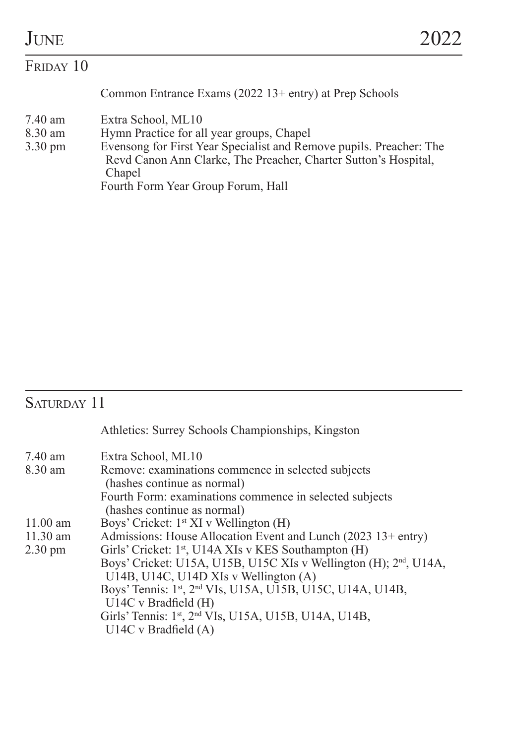# June 2022

## Friday 10

Common Entrance Exams (2022 13+ entry) at Prep Schools

| | |
|---|---|
| 7.40 am | Extra School, ML10 |
| 8.30 am | Hymn Practice for all year groups, Chapel |
| 3.30 pm | Evensong for First Year Specialist and Remove pupils. Preacher: The Revd Canon Ann Clarke, The Preacher, Charter Sutton's Hospital, Chapel |
| | Fourth Form Year Group Forum, Hall |

## Saturday 11

Athletics: Surrey Schools Championships, Kingston

| | |
|---|---|
| 7.40 am | Extra School, ML10 |
| 8.30 am | Remove: examinations commence in selected subjects (hashes continue as normal) |
| | Fourth Form: examinations commence in selected subjects (hashes continue as normal) |
| 11.00 am | Boys' Cricket: 1st XI v Wellington (H) |
| 11.30 am | Admissions: House Allocation Event and Lunch (2023 13+ entry) |
| 2.30 pm | Girls' Cricket: 1st, U14A XIs v KES Southampton (H) |
| | Boys' Cricket: U15A, U15B, U15C XIs v Wellington (H); 2nd, U14A, U14B, U14C, U14D XIs v Wellington (A) |
| | Boys' Tennis: 1st, 2nd VIs, U15A, U15B, U15C, U14A, U14B, U14C v Bradfield (H) |
| | Girls' Tennis: 1st, 2nd VIs, U15A, U15B, U14A, U14B, U14C v Bradfield (A) |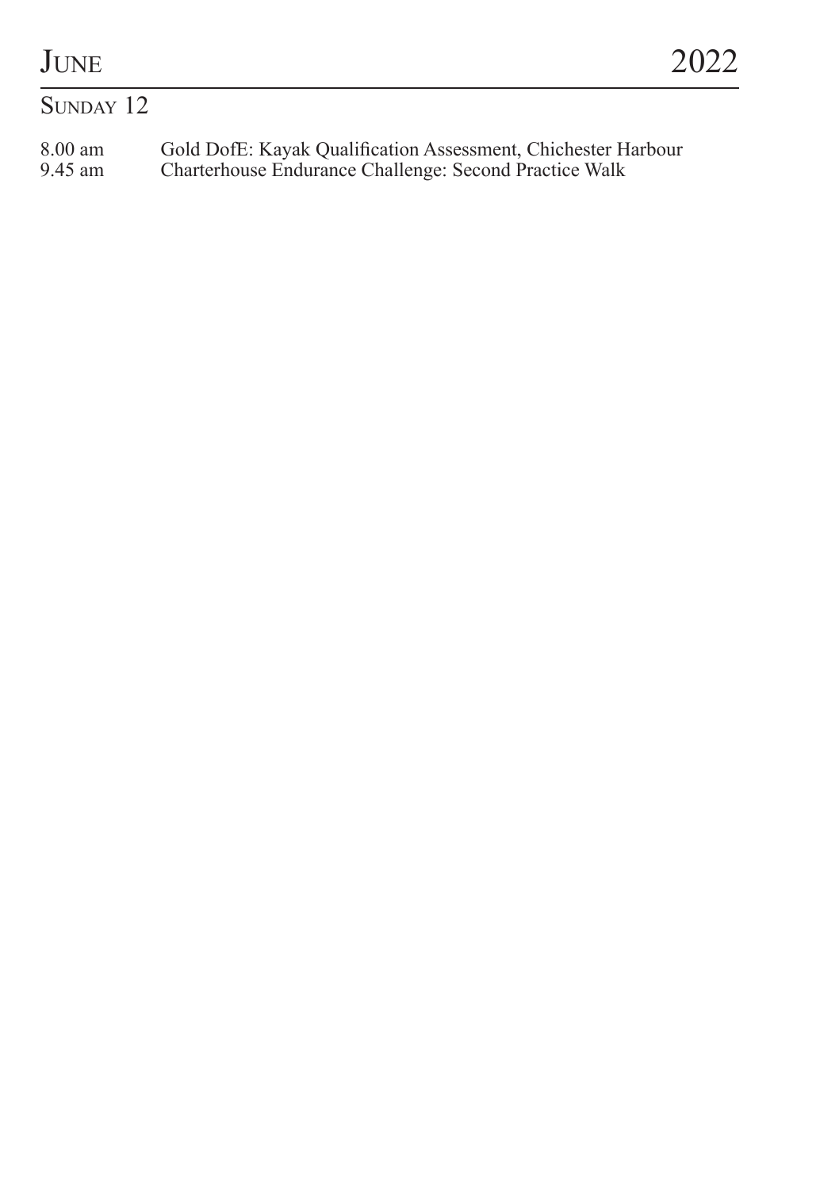# June 2022

## Sunday 12

| | |
|---|---|
| 8.00 am | Gold DofE: Kayak Qualification Assessment, Chichester Harbour |
| 9.45 am | Charterhouse Endurance Challenge: Second Practice Walk |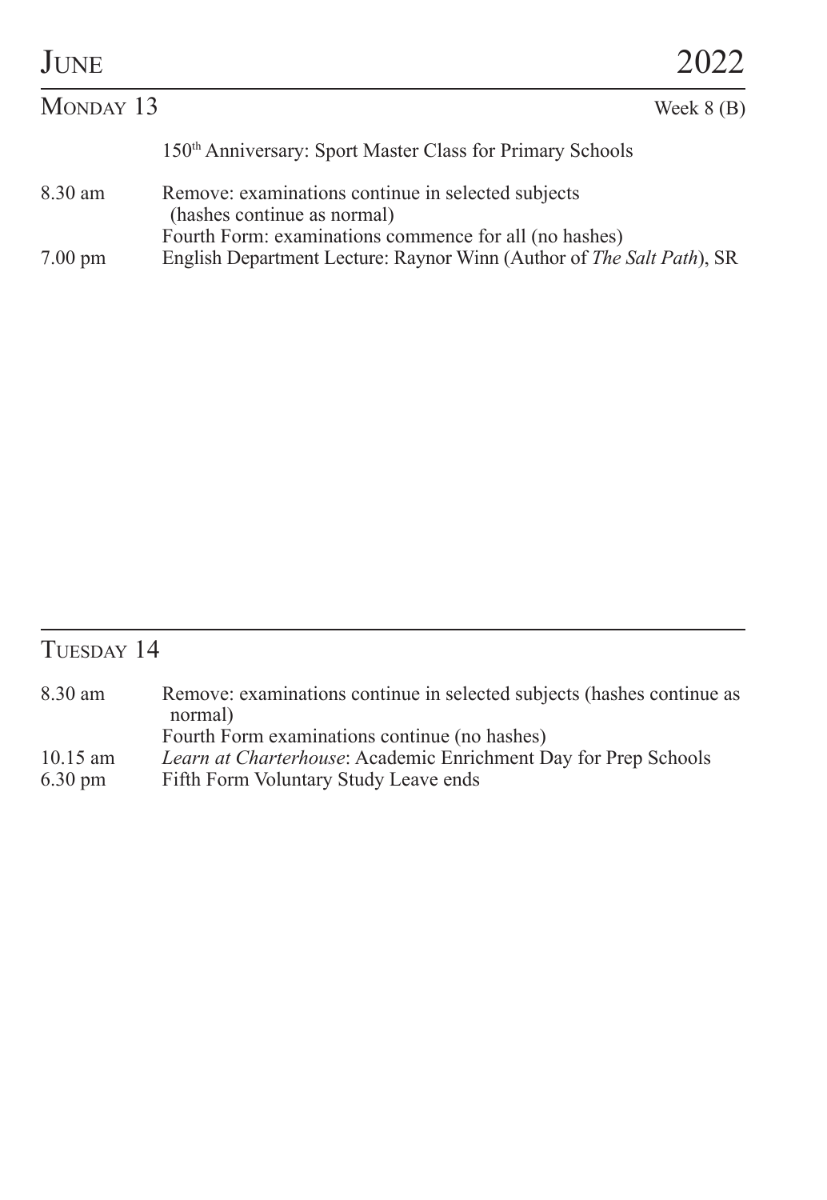# June 2022

## Monday 13

Week 8 (B)

150th Anniversary: Sport Master Class for Primary Schools

| | |
|---|---|
| 8.30 am | Remove: examinations continue in selected subjects (hashes continue as normal) |
| | Fourth Form: examinations commence for all (no hashes) |
| 7.00 pm | English Department Lecture: Raynor Winn (Author of *The Salt Path*), SR |

## Tuesday 14

| | |
|---|---|
| 8.30 am | Remove: examinations continue in selected subjects (hashes continue as normal) |
| | Fourth Form examinations continue (no hashes) |
| 10.15 am | *Learn at Charterhouse*: Academic Enrichment Day for Prep Schools |
| 6.30 pm | Fifth Form Voluntary Study Leave ends |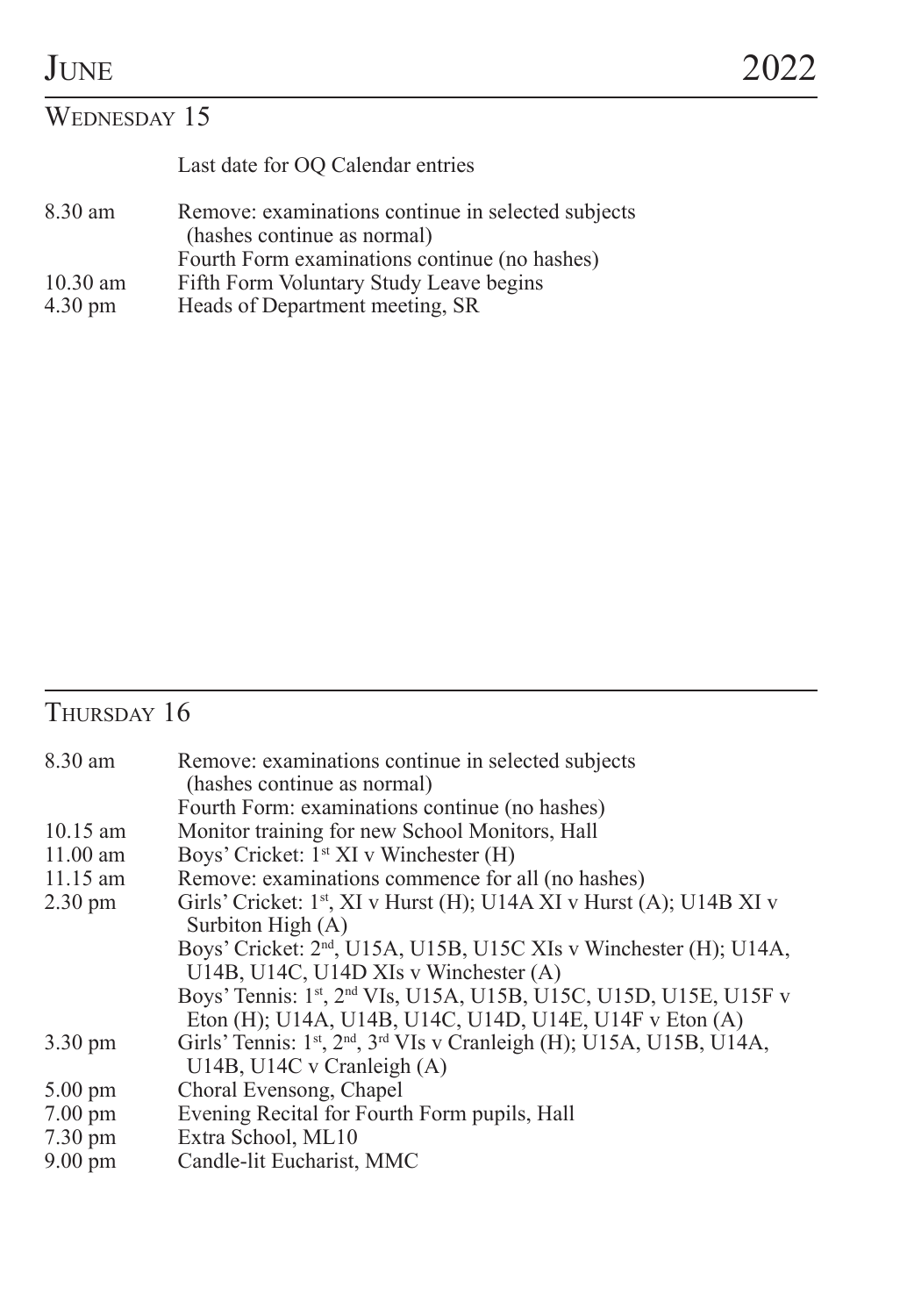# June 2022

## Wednesday 15

| | |
|---|---|
| | Last date for OQ Calendar entries |
| 8.30 am | Remove: examinations continue in selected subjects (hashes continue as normal) |
| | Fourth Form examinations continue (no hashes) |
| 10.30 am | Fifth Form Voluntary Study Leave begins |
| 4.30 pm | Heads of Department meeting, SR |

## Thursday 16

| | |
|---|---|
| 8.30 am | Remove: examinations continue in selected subjects (hashes continue as normal) |
| | Fourth Form: examinations continue (no hashes) |
| 10.15 am | Monitor training for new School Monitors, Hall |
| 11.00 am | Boys' Cricket: 1st XI v Winchester (H) |
| 11.15 am | Remove: examinations commence for all (no hashes) |
| 2.30 pm | Girls' Cricket: 1st, XI v Hurst (H); U14A XI v Hurst (A); U14B XI v Surbiton High (A) |
| | Boys' Cricket: 2nd, U15A, U15B, U15C XIs v Winchester (H); U14A, U14B, U14C, U14D XIs v Winchester (A) |
| | Boys' Tennis: 1st, 2nd VIs, U15A, U15B, U15C, U15D, U15E, U15F v Eton (H); U14A, U14B, U14C, U14D, U14E, U14F v Eton (A) |
| 3.30 pm | Girls' Tennis: 1st, 2nd, 3rd VIs v Cranleigh (H); U15A, U15B, U14A, U14B, U14C v Cranleigh (A) |
| 5.00 pm | Choral Evensong, Chapel |
| 7.00 pm | Evening Recital for Fourth Form pupils, Hall |
| 7.30 pm | Extra School, ML10 |
| 9.00 pm | Candle-lit Eucharist, MMC |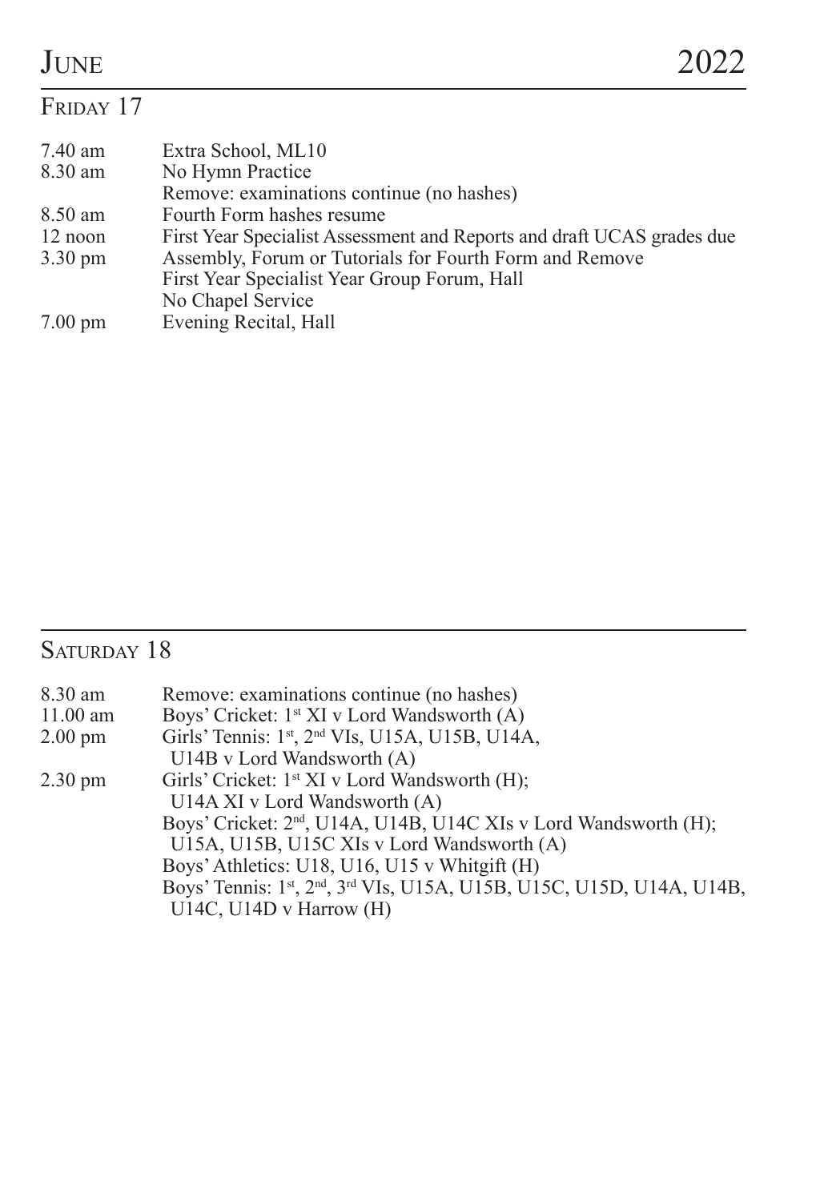# June 2022

## Friday 17

| | |
|---|---|
| 7.40 am | Extra School, ML10 |
| 8.30 am | No Hymn Practice |
| | Remove: examinations continue (no hashes) |
| 8.50 am | Fourth Form hashes resume |
| 12 noon | First Year Specialist Assessment and Reports and draft UCAS grades due |
| 3.30 pm | Assembly, Forum or Tutorials for Fourth Form and Remove |
| | First Year Specialist Year Group Forum, Hall |
| | No Chapel Service |
| 7.00 pm | Evening Recital, Hall |

## Saturday 18

| | |
|---|---|
| 8.30 am | Remove: examinations continue (no hashes) |
| 11.00 am | Boys' Cricket: 1st XI v Lord Wandsworth (A) |
| 2.00 pm | Girls' Tennis: 1st, 2nd VIs, U15A, U15B, U14A, U14B v Lord Wandsworth (A) |
| 2.30 pm | Girls' Cricket: 1st XI v Lord Wandsworth (H); U14A XI v Lord Wandsworth (A) |
| | Boys' Cricket: 2nd, U14A, U14B, U14C XIs v Lord Wandsworth (H); U15A, U15B, U15C XIs v Lord Wandsworth (A) |
| | Boys' Athletics: U18, U16, U15 v Whitgift (H) |
| | Boys' Tennis: 1st, 2nd, 3rd VIs, U15A, U15B, U15C, U15D, U14A, U14B, U14C, U14D v Harrow (H) |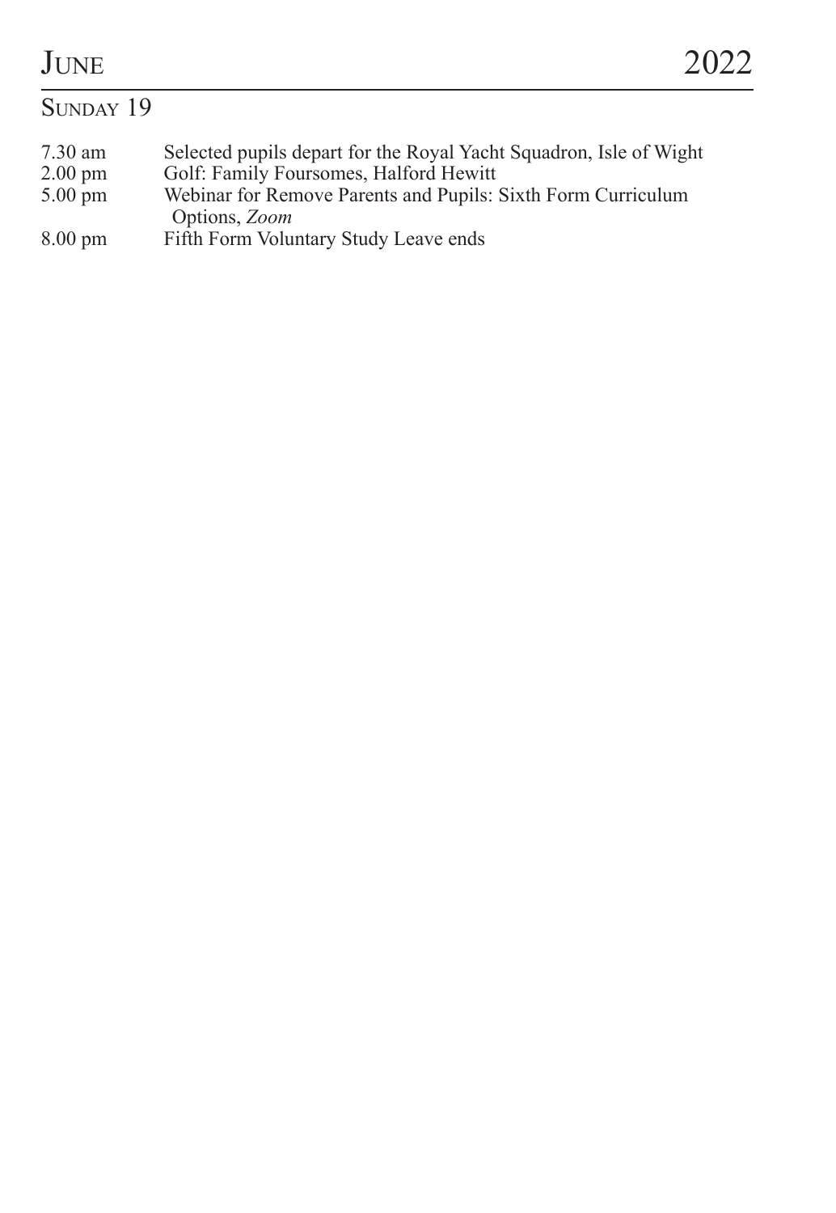# June 2022

## Sunday 19

| | |
|---|---|
| 7.30 am | Selected pupils depart for the Royal Yacht Squadron, Isle of Wight |
| 2.00 pm | Golf: Family Foursomes, Halford Hewitt |
| 5.00 pm | Webinar for Remove Parents and Pupils: Sixth Form Curriculum Options, *Zoom* |
| 8.00 pm | Fifth Form Voluntary Study Leave ends |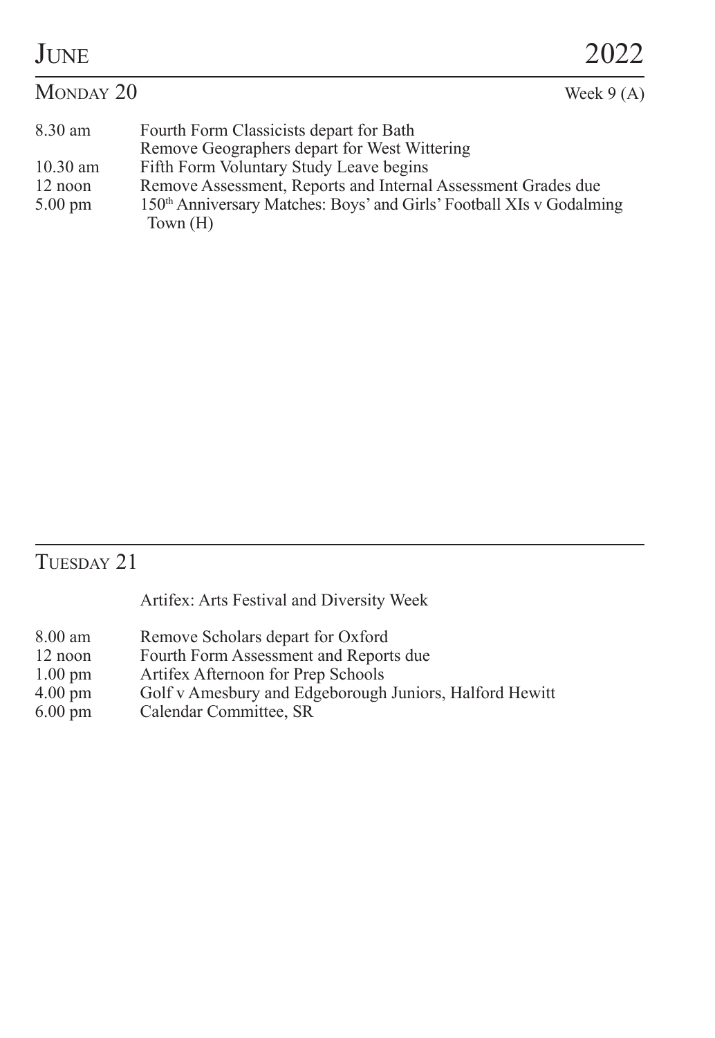# June 2022

## Monday 20

Week 9 (A)

| | |
|---|---|
| 8.30 am | Fourth Form Classicists depart for Bath |
| | Remove Geographers depart for West Wittering |
| 10.30 am | Fifth Form Voluntary Study Leave begins |
| 12 noon | Remove Assessment, Reports and Internal Assessment Grades due |
| 5.00 pm | 150th Anniversary Matches: Boys' and Girls' Football XIs v Godalming Town (H) |

## Tuesday 21

Artifex: Arts Festival and Diversity Week

| | |
|---|---|
| 8.00 am | Remove Scholars depart for Oxford |
| 12 noon | Fourth Form Assessment and Reports due |
| 1.00 pm | Artifex Afternoon for Prep Schools |
| 4.00 pm | Golf v Amesbury and Edgeborough Juniors, Halford Hewitt |
| 6.00 pm | Calendar Committee, SR |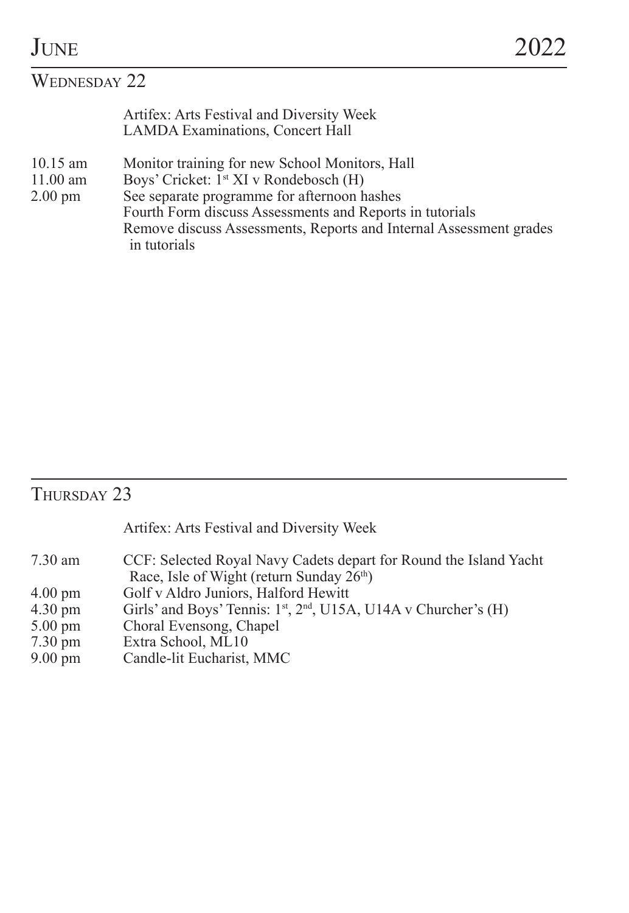# June 2022

## Wednesday 22

Artifex: Arts Festival and Diversity Week
LAMDA Examinations, Concert Hall

| | |
|---|---|
| 10.15 am | Monitor training for new School Monitors, Hall |
| 11.00 am | Boys' Cricket: 1st XI v Rondebosch (H) |
| 2.00 pm | See separate programme for afternoon hashes |
| | Fourth Form discuss Assessments and Reports in tutorials |
| | Remove discuss Assessments, Reports and Internal Assessment grades in tutorials |

## Thursday 23

Artifex: Arts Festival and Diversity Week

| | |
|---|---|
| 7.30 am | CCF: Selected Royal Navy Cadets depart for Round the Island Yacht Race, Isle of Wight (return Sunday 26th) |
| 4.00 pm | Golf v Aldro Juniors, Halford Hewitt |
| 4.30 pm | Girls' and Boys' Tennis: 1st, 2nd, U15A, U14A v Churcher's (H) |
| 5.00 pm | Choral Evensong, Chapel |
| 7.30 pm | Extra School, ML10 |
| 9.00 pm | Candle-lit Eucharist, MMC |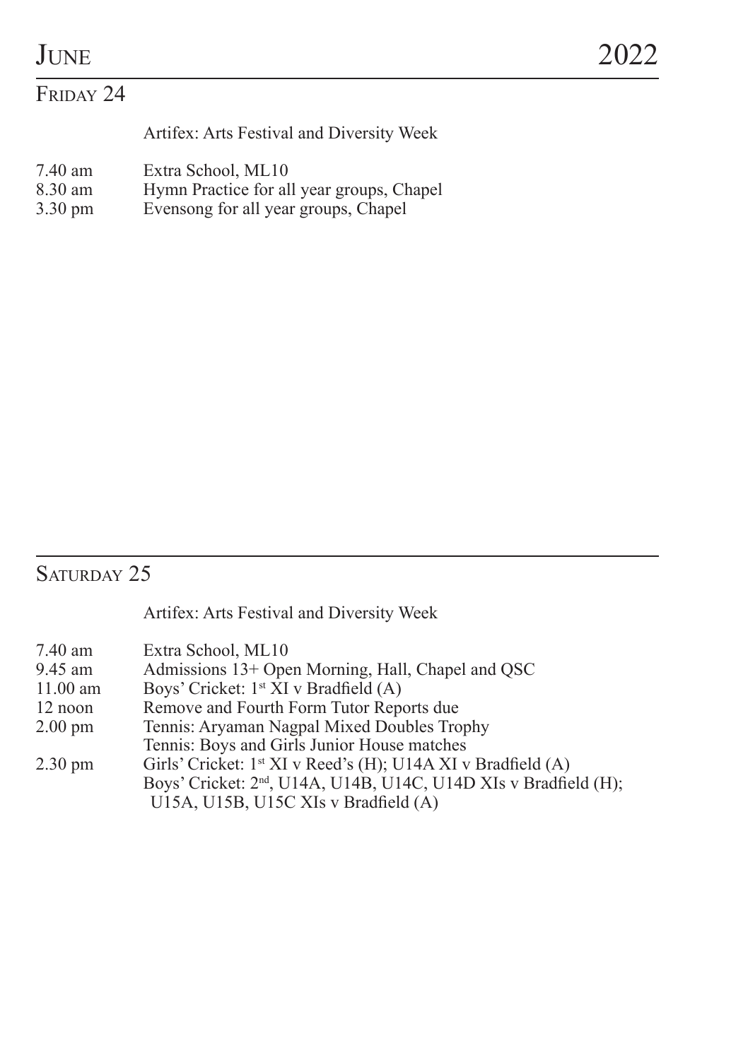# June 2022

## Friday 24

Artifex: Arts Festival and Diversity Week

| | |
|---|---|
| 7.40 am | Extra School, ML10 |
| 8.30 am | Hymn Practice for all year groups, Chapel |
| 3.30 pm | Evensong for all year groups, Chapel |

## Saturday 25

Artifex: Arts Festival and Diversity Week

| | |
|---|---|
| 7.40 am | Extra School, ML10 |
| 9.45 am | Admissions 13+ Open Morning, Hall, Chapel and QSC |
| 11.00 am | Boys' Cricket: 1st XI v Bradfield (A) |
| 12 noon | Remove and Fourth Form Tutor Reports due |
| 2.00 pm | Tennis: Aryaman Nagpal Mixed Doubles Trophy |
| | Tennis: Boys and Girls Junior House matches |
| 2.30 pm | Girls' Cricket: 1st XI v Reed's (H); U14A XI v Bradfield (A) |
| | Boys' Cricket: 2nd, U14A, U14B, U14C, U14D XIs v Bradfield (H); U15A, U15B, U15C XIs v Bradfield (A) |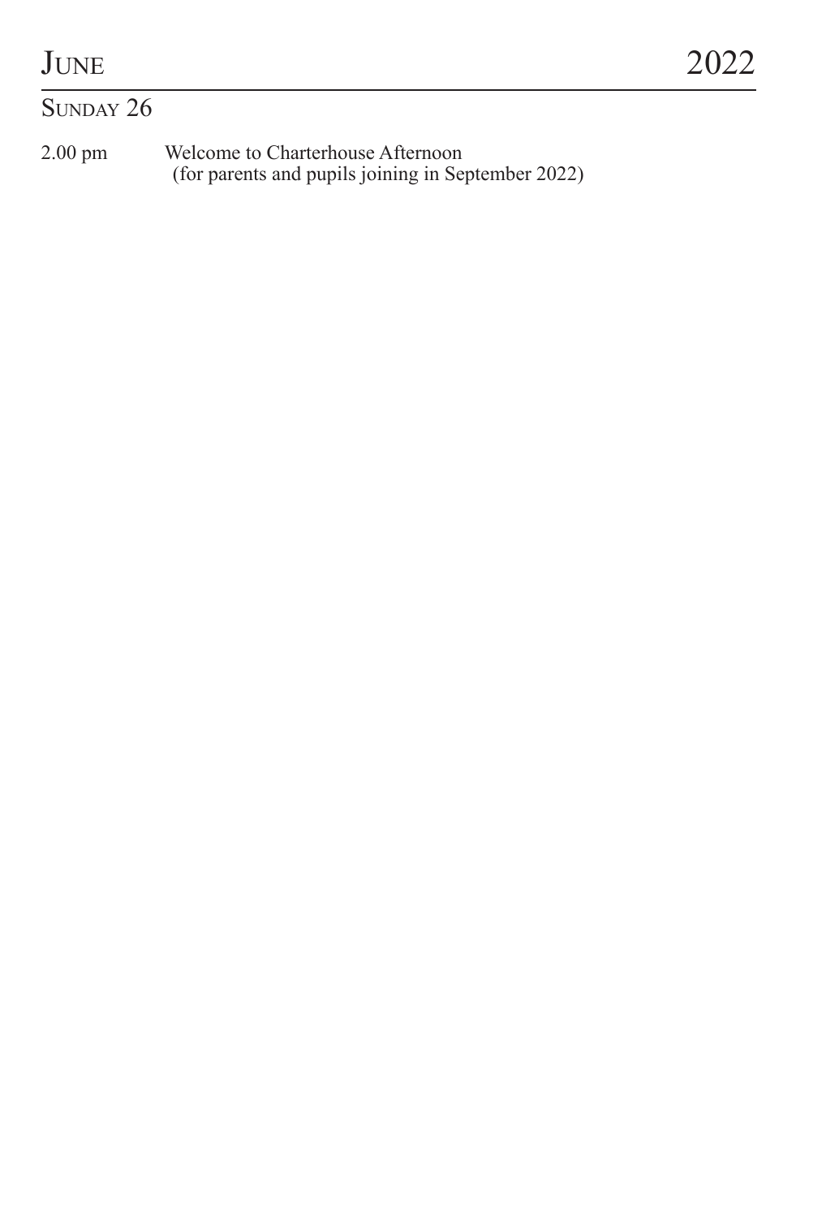# June 2022

## Sunday 26

2.00 pm Welcome to Charterhouse Afternoon
(for parents and pupils joining in September 2022)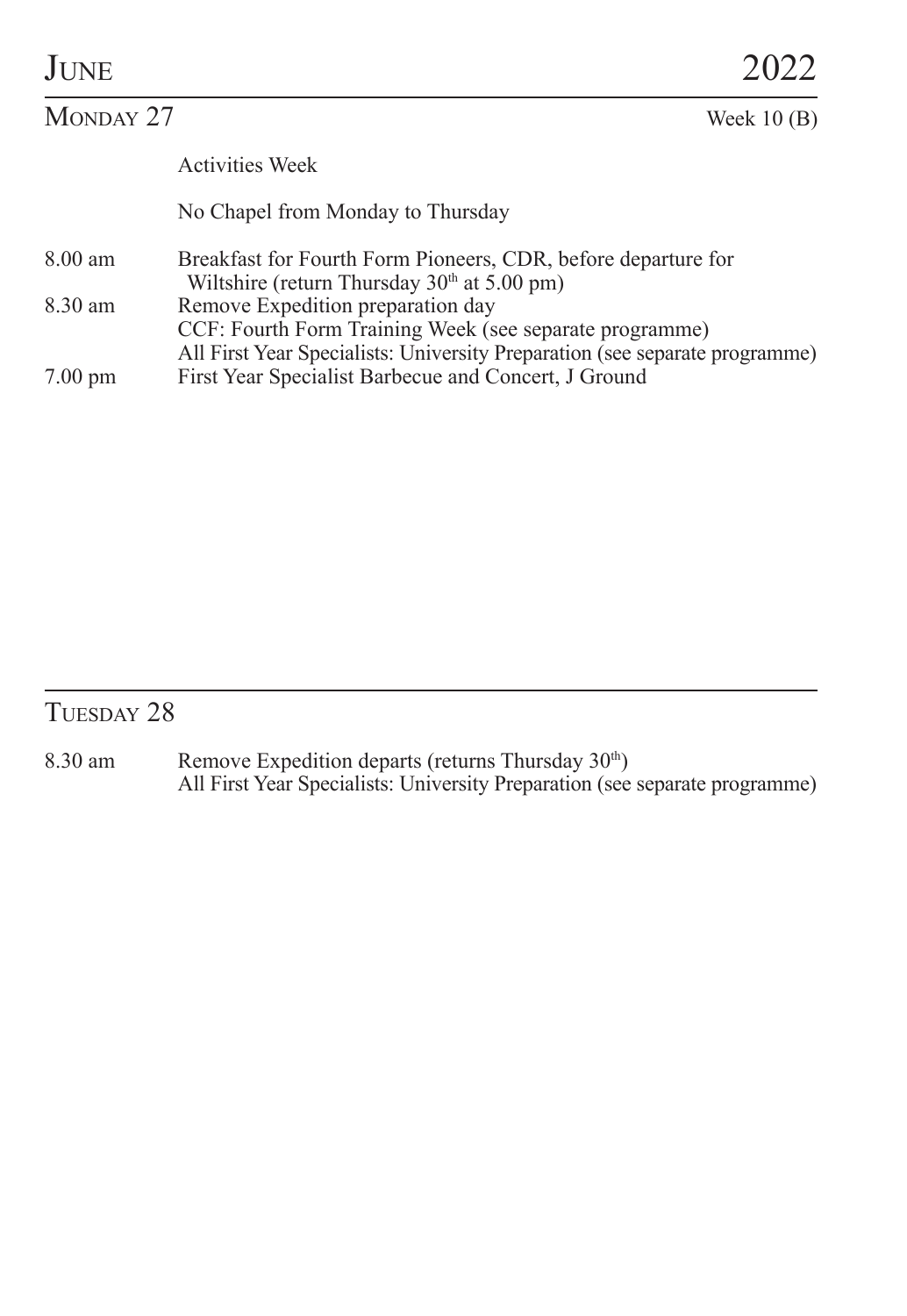# June 2022

## Monday 27

Week 10 (B)

Activities Week

No Chapel from Monday to Thursday

| | |
|---|---|
| 8.00 am | Breakfast for Fourth Form Pioneers, CDR, before departure for Wiltshire (return Thursday 30th at 5.00 pm) |
| 8.30 am | Remove Expedition preparation day |
| | CCF: Fourth Form Training Week (see separate programme) |
| | All First Year Specialists: University Preparation (see separate programme) |
| 7.00 pm | First Year Specialist Barbecue and Concert, J Ground |

## Tuesday 28

| | |
|---|---|
| 8.30 am | Remove Expedition departs (returns Thursday 30th) |
| | All First Year Specialists: University Preparation (see separate programme) |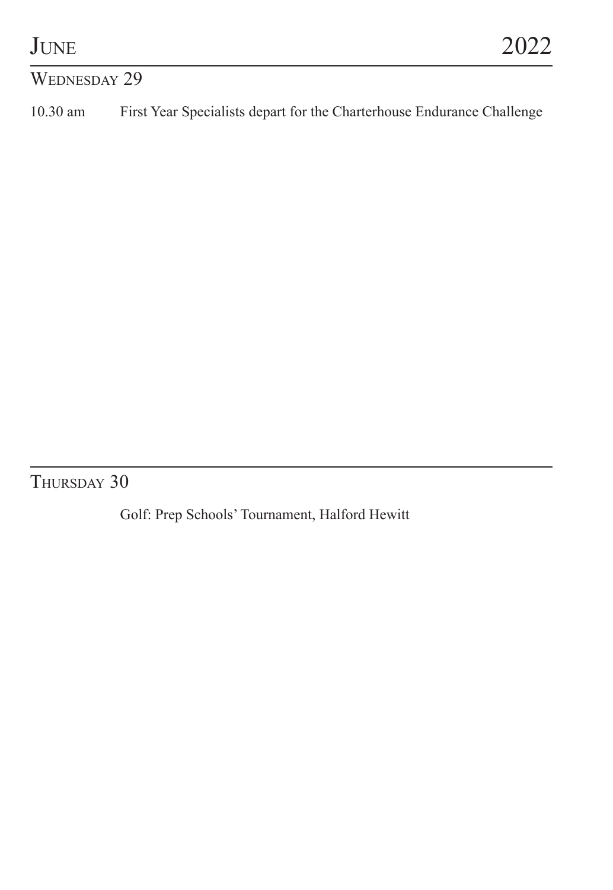# June 2022

## Wednesday 29

10.30 am First Year Specialists depart for the Charterhouse Endurance Challenge

## Thursday 30

Golf: Prep Schools' Tournament, Halford Hewitt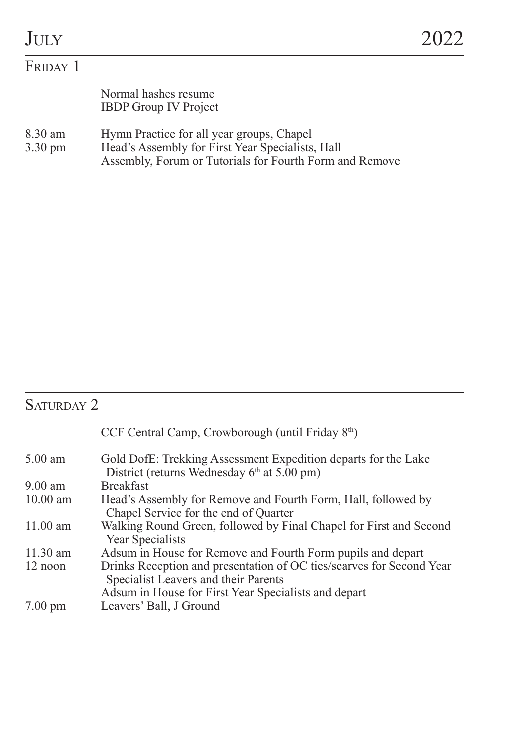# July 2022

## Friday 1

Normal hashes resume
IBDP Group IV Project

| | |
|---|---|
| 8.30 am | Hymn Practice for all year groups, Chapel |
| 3.30 pm | Head's Assembly for First Year Specialists, Hall |
| | Assembly, Forum or Tutorials for Fourth Form and Remove |

## Saturday 2

CCF Central Camp, Crowborough (until Friday 8th)

| | |
|---|---|
| 5.00 am | Gold DofE: Trekking Assessment Expedition departs for the Lake District (returns Wednesday 6th at 5.00 pm) |
| 9.00 am | Breakfast |
| 10.00 am | Head's Assembly for Remove and Fourth Form, Hall, followed by Chapel Service for the end of Quarter |
| 11.00 am | Walking Round Green, followed by Final Chapel for First and Second Year Specialists |
| 11.30 am | Adsum in House for Remove and Fourth Form pupils and depart |
| 12 noon | Drinks Reception and presentation of OC ties/scarves for Second Year Specialist Leavers and their Parents |
| | Adsum in House for First Year Specialists and depart |
| 7.00 pm | Leavers' Ball, J Ground |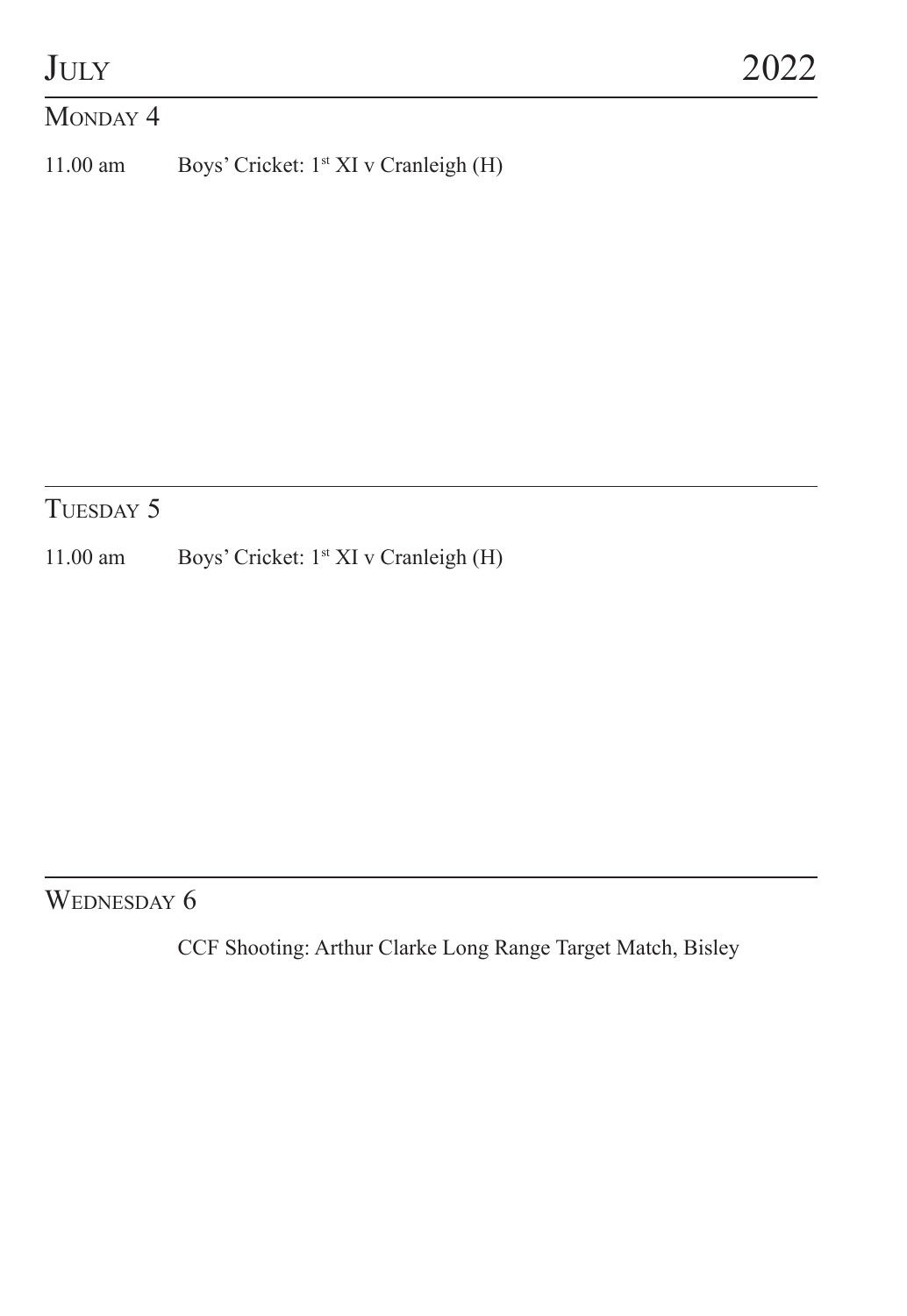# July 2022

## Monday 4

11.00 am Boys' Cricket: 1st XI v Cranleigh (H)

## Tuesday 5

11.00 am Boys' Cricket: 1st XI v Cranleigh (H)

## Wednesday 6

CCF Shooting: Arthur Clarke Long Range Target Match, Bisley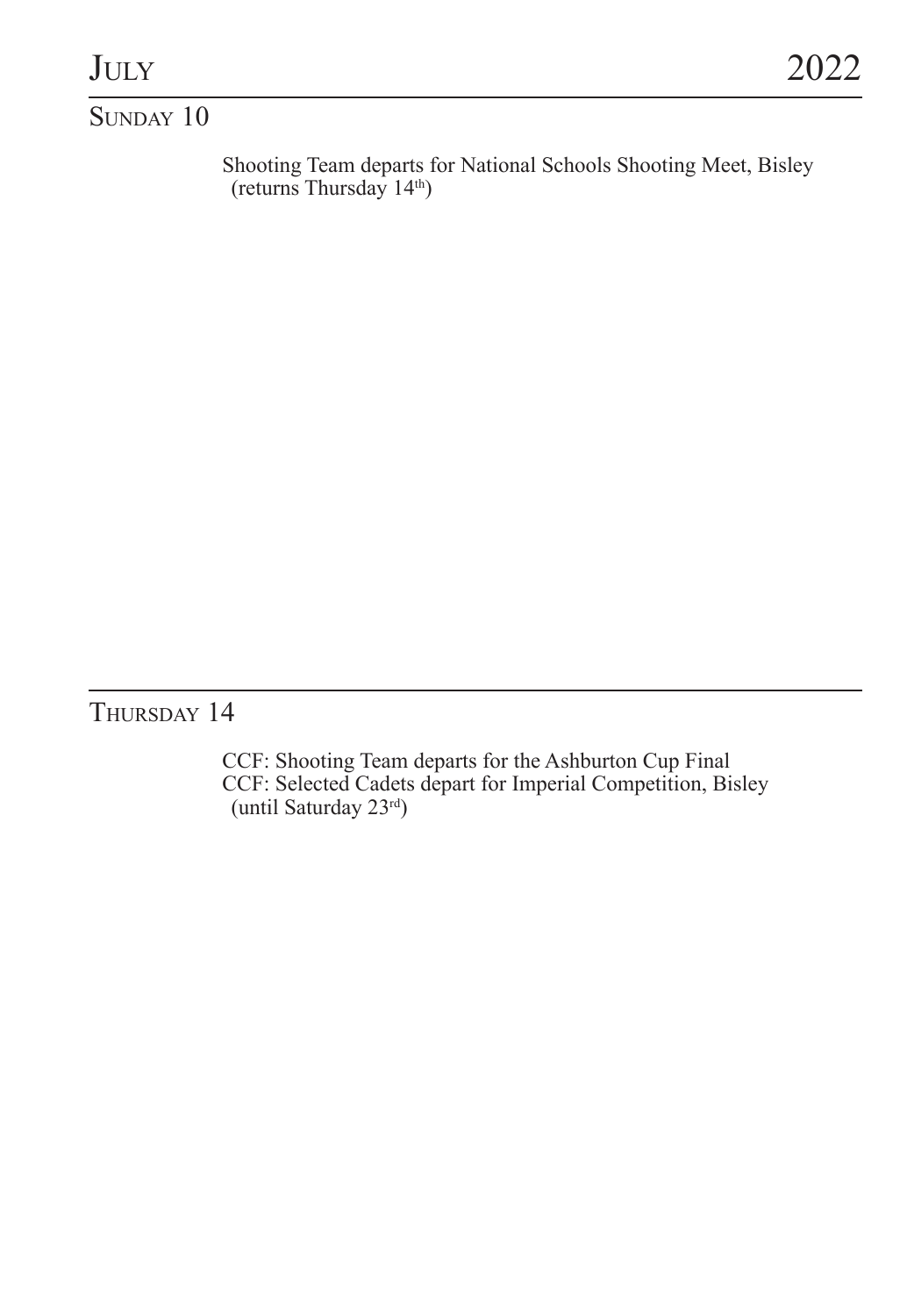# July 2022

## Sunday 10

Shooting Team departs for National Schools Shooting Meet, Bisley (returns Thursday 14th)

## Thursday 14

CCF: Shooting Team departs for the Ashburton Cup Final

CCF: Selected Cadets depart for Imperial Competition, Bisley (until Saturday 23rd)